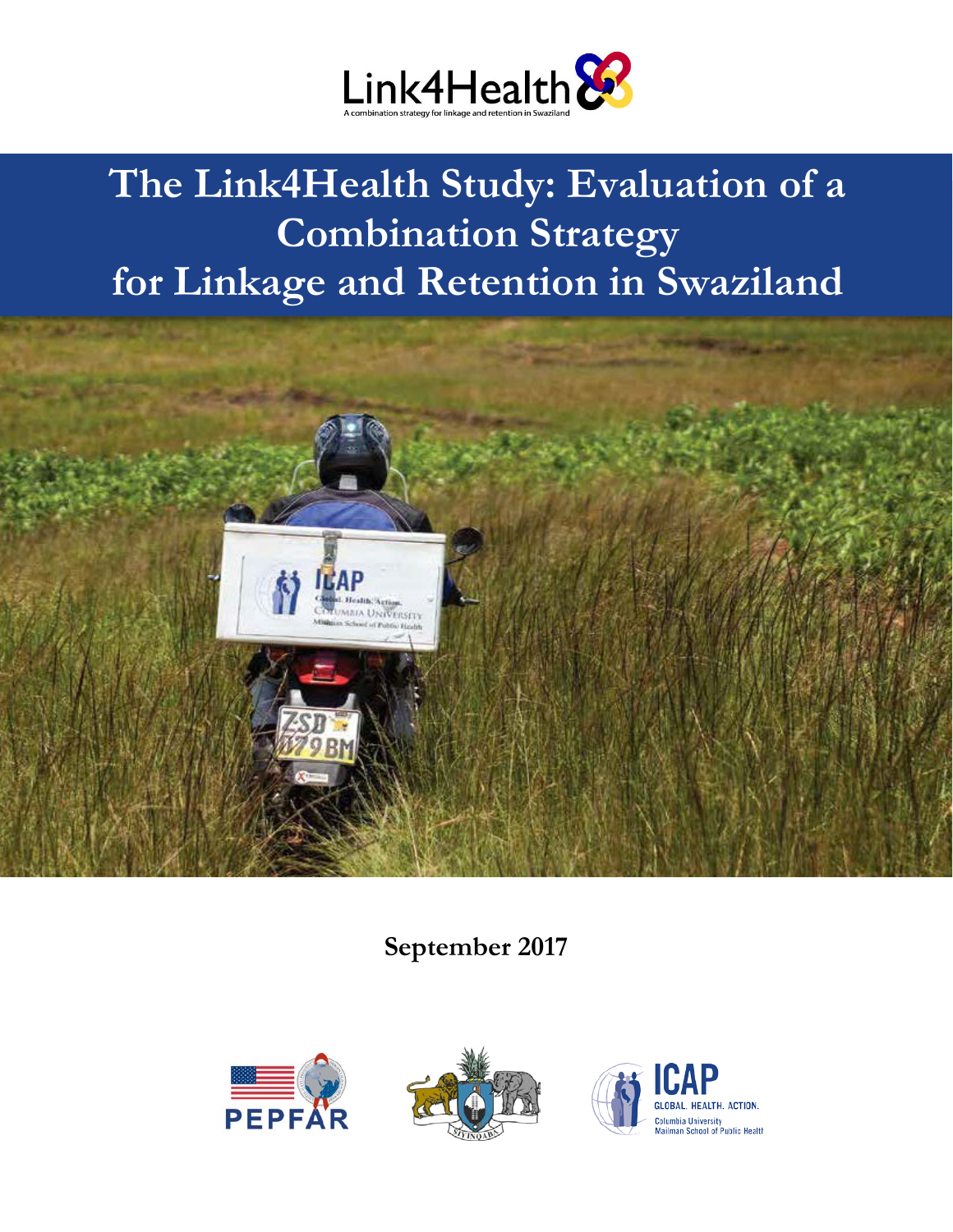Link4Health

A combination strategy for linkage and retention in Swaziland

# The Link4Health Study: Evaluation of a Combination Strategy for Linkage and Retention in Swaziland

**September 2017**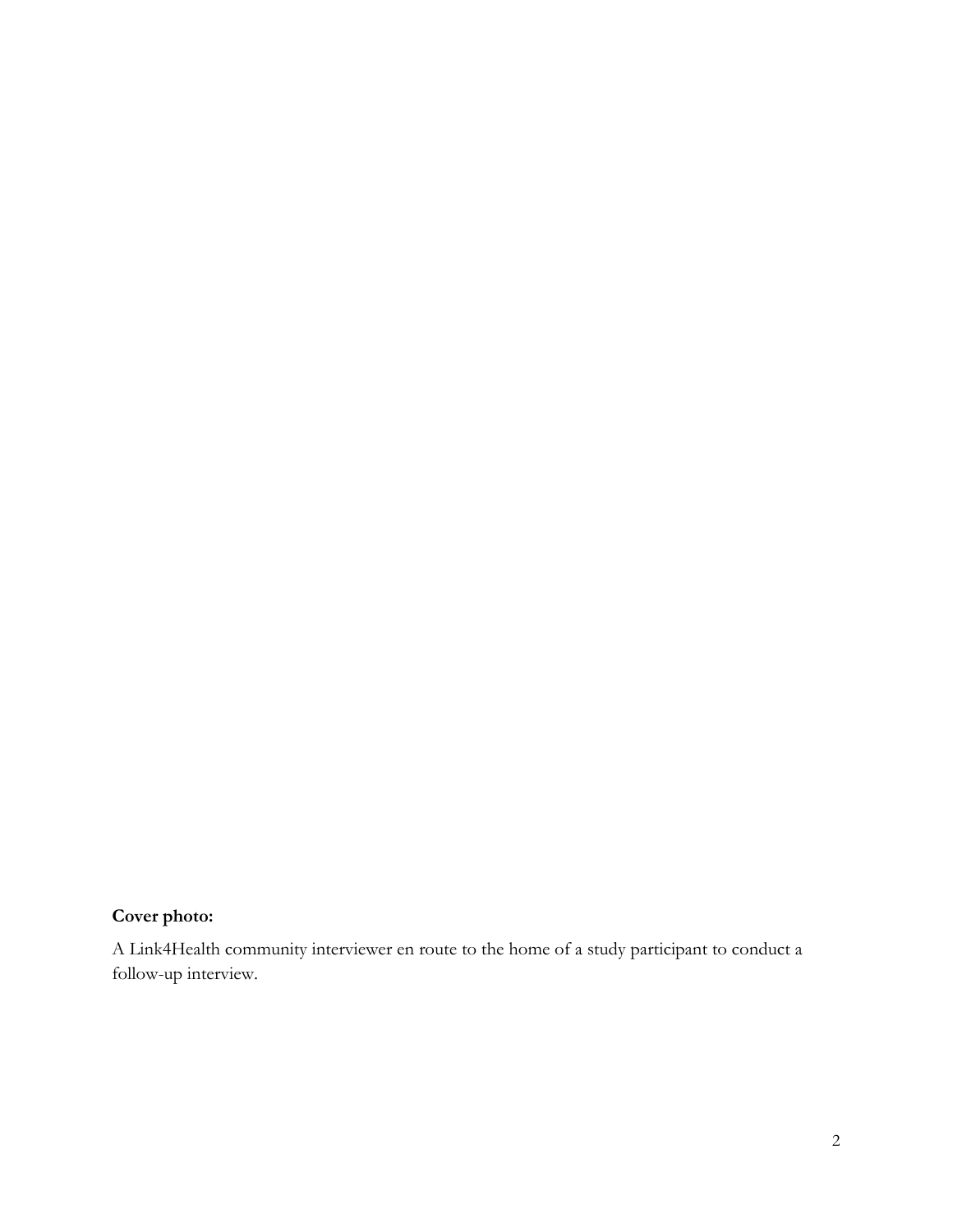**Cover photo:**

A Link4Health community interviewer en route to the home of a study participant to conduct a follow-up interview.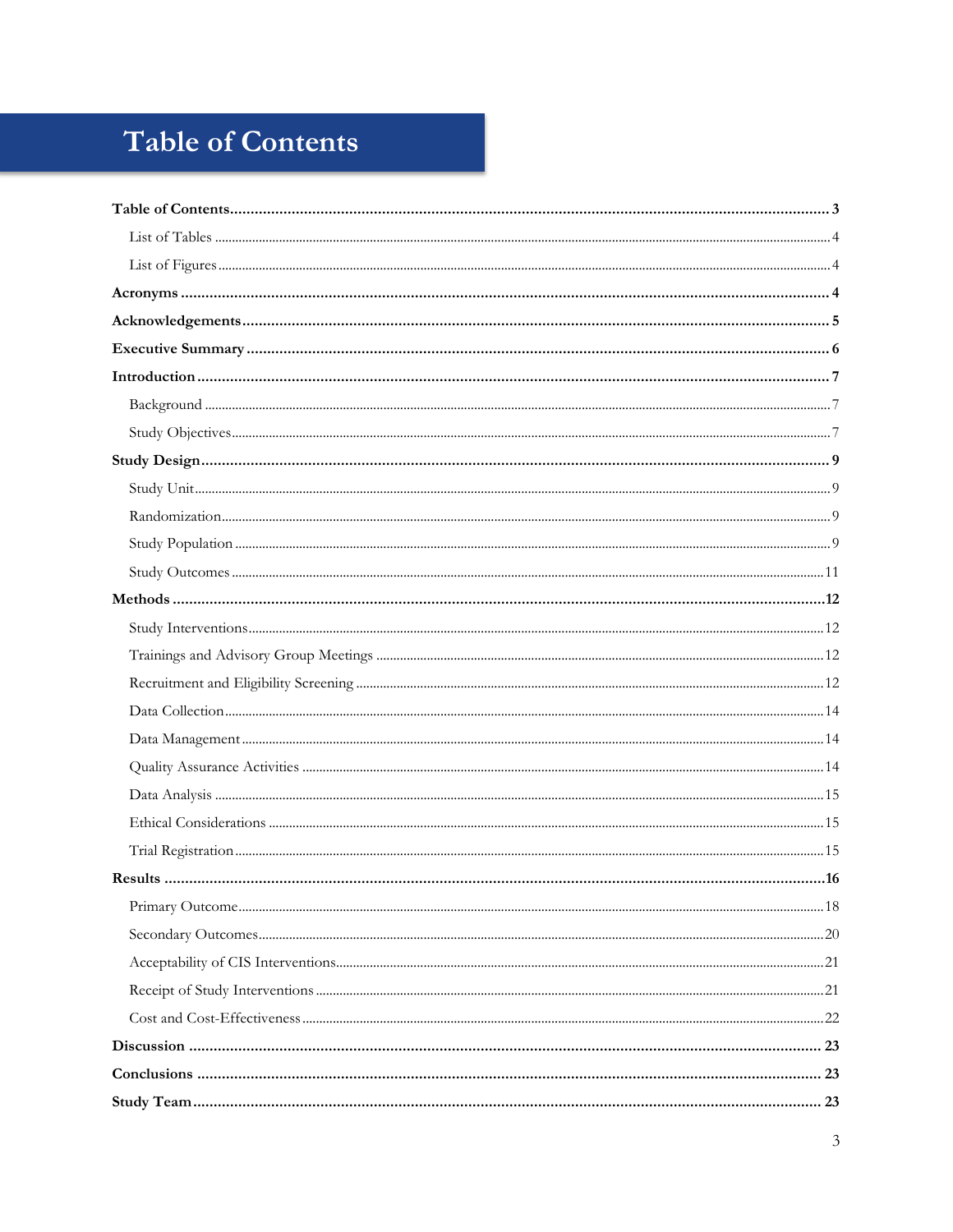# Table of Contents

**Table of Contents** ........................................ **3**

- List of Tables ........................................ 4
- List of Figures ........................................ 4

**Acronyms** ........................................ **4**

**Acknowledgements** ........................................ **5**

**Executive Summary** ........................................ **6**

**Introduction** ........................................ **7**

- Background ........................................ 7
- Study Objectives ........................................ 7

**Study Design** ........................................ **9**

- Study Unit ........................................ 9
- Randomization ........................................ 9
- Study Population ........................................ 9
- Study Outcomes ........................................ 11

**Methods** ........................................ **12**

- Study Interventions ........................................ 12
- Trainings and Advisory Group Meetings ........................................ 12
- Recruitment and Eligibility Screening ........................................ 12
- Data Collection ........................................ 14
- Data Management ........................................ 14
- Quality Assurance Activities ........................................ 14
- Data Analysis ........................................ 15
- Ethical Considerations ........................................ 15
- Trial Registration ........................................ 15

**Results** ........................................ **16**

- Primary Outcome ........................................ 18
- Secondary Outcomes ........................................ 20
- Acceptability of CIS Interventions ........................................ 21
- Receipt of Study Interventions ........................................ 21
- Cost and Cost-Effectiveness ........................................ 22

**Discussion** ........................................ **23**

**Conclusions** ........................................ **23**

**Study Team** ........................................ **23**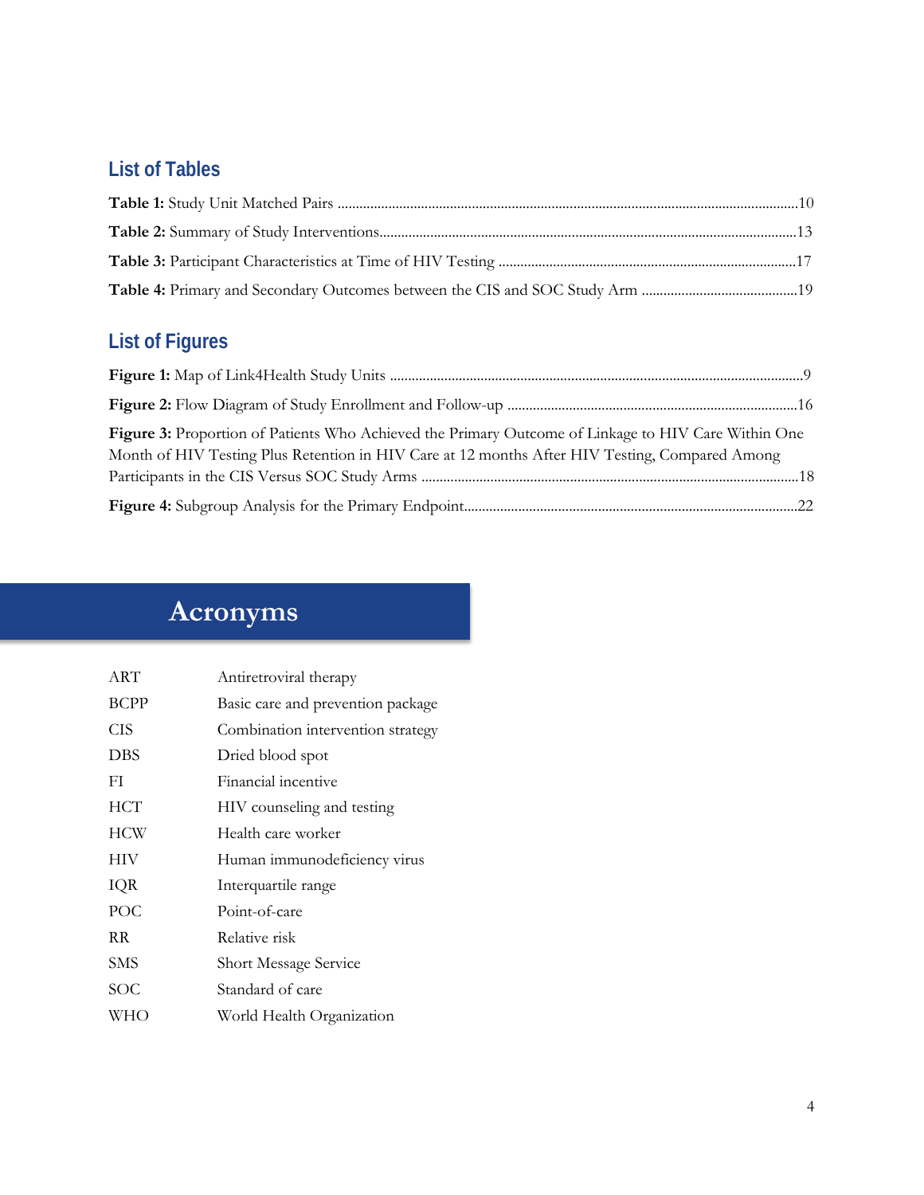## List of Tables

**Table 1:** Study Unit Matched Pairs ....................................................................................................................10

**Table 2:** Summary of Study Interventions..................................................................................................13

**Table 3:** Participant Characteristics at Time of HIV Testing ..................................................................17

**Table 4:** Primary and Secondary Outcomes between the CIS and SOC Study Arm ...........................................19

## List of Figures

**Figure 1:** Map of Link4Health Study Units .................................................................................................9

**Figure 2:** Flow Diagram of Study Enrollment and Follow-up ................................................................16

**Figure 3:** Proportion of Patients Who Achieved the Primary Outcome of Linkage to HIV Care Within One Month of HIV Testing Plus Retention in HIV Care at 12 months After HIV Testing, Compared Among Participants in the CIS Versus SOC Study Arms .......................................................................................18

**Figure 4:** Subgroup Analysis for the Primary Endpoint...........................................................................22

# Acronyms

| | |
|---|---|
| ART | Antiretroviral therapy |
| BCPP | Basic care and prevention package |
| CIS | Combination intervention strategy |
| DBS | Dried blood spot |
| FI | Financial incentive |
| HCT | HIV counseling and testing |
| HCW | Health care worker |
| HIV | Human immunodeficiency virus |
| IQR | Interquartile range |
| POC | Point-of-care |
| RR | Relative risk |
| SMS | Short Message Service |
| SOC | Standard of care |
| WHO | World Health Organization |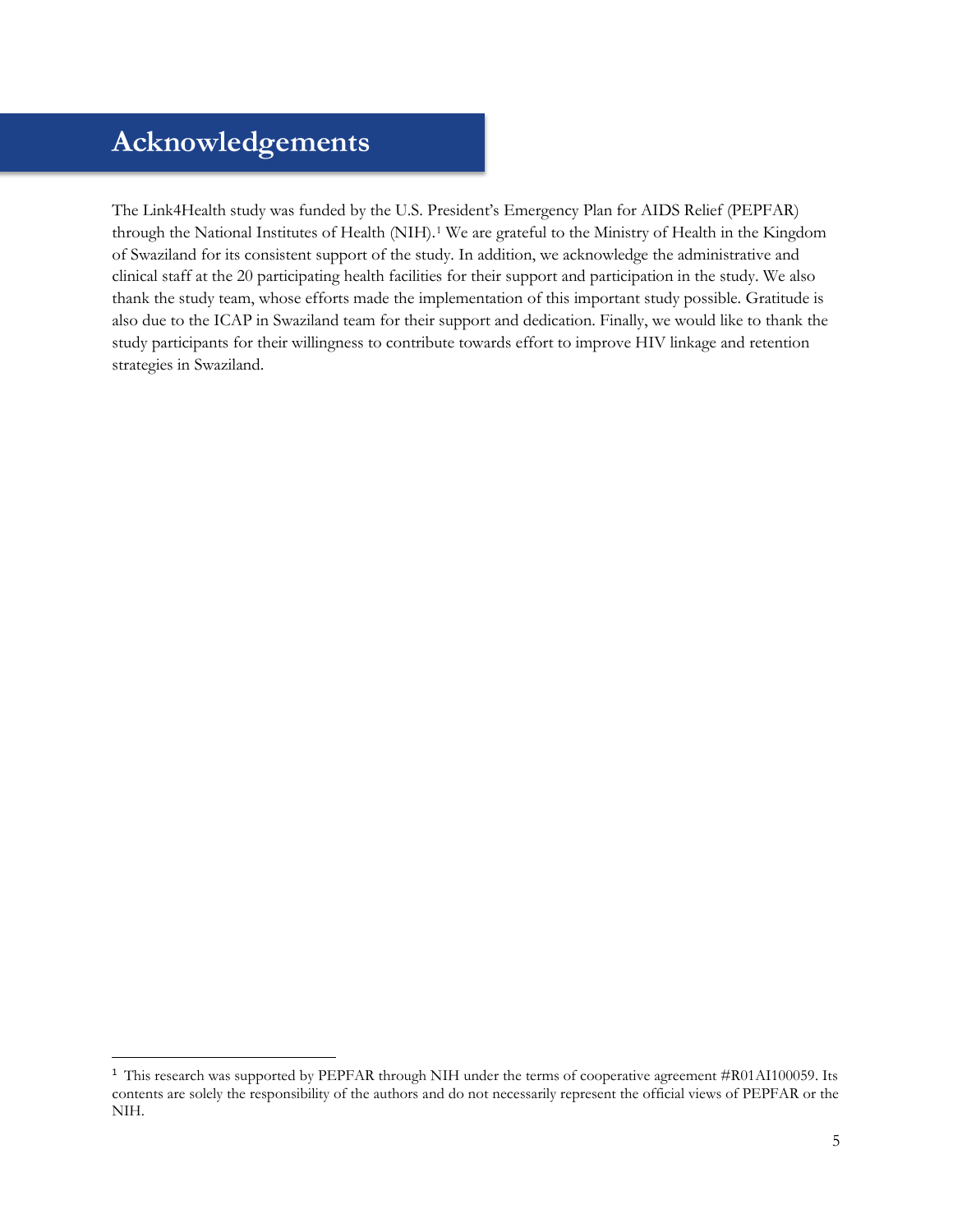# Acknowledgements

The Link4Health study was funded by the U.S. President's Emergency Plan for AIDS Relief (PEPFAR) through the National Institutes of Health (NIH).[1] We are grateful to the Ministry of Health in the Kingdom of Swaziland for its consistent support of the study. In addition, we acknowledge the administrative and clinical staff at the 20 participating health facilities for their support and participation in the study. We also thank the study team, whose efforts made the implementation of this important study possible. Gratitude is also due to the ICAP in Swaziland team for their support and dedication. Finally, we would like to thank the study participants for their willingness to contribute towards effort to improve HIV linkage and retention strategies in Swaziland.

[1] This research was supported by PEPFAR through NIH under the terms of cooperative agreement #R01AI100059. Its contents are solely the responsibility of the authors and do not necessarily represent the official views of PEPFAR or the NIH.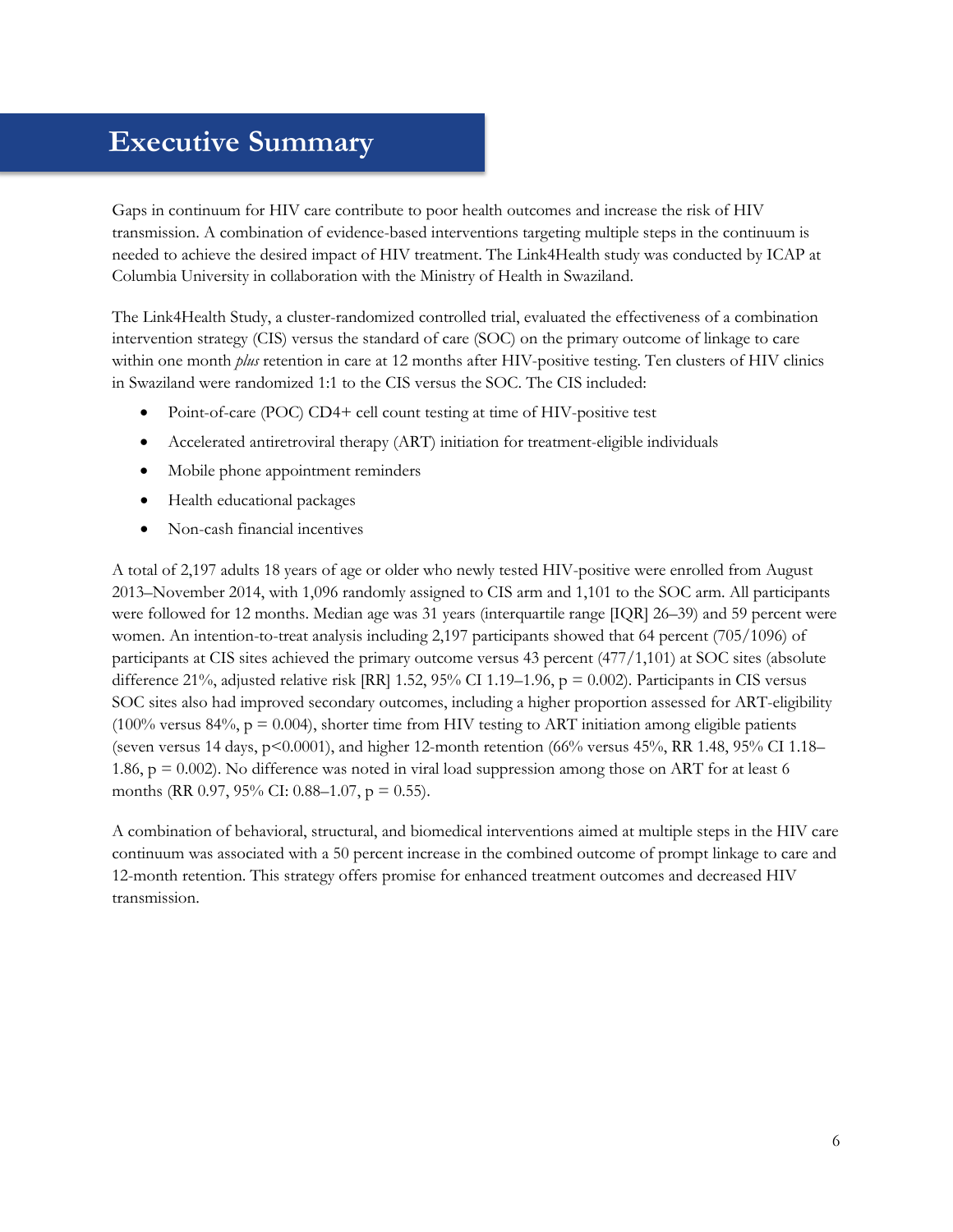# Executive Summary

Gaps in continuum for HIV care contribute to poor health outcomes and increase the risk of HIV transmission. A combination of evidence-based interventions targeting multiple steps in the continuum is needed to achieve the desired impact of HIV treatment. The Link4Health study was conducted by ICAP at Columbia University in collaboration with the Ministry of Health in Swaziland.

The Link4Health Study, a cluster-randomized controlled trial, evaluated the effectiveness of a combination intervention strategy (CIS) versus the standard of care (SOC) on the primary outcome of linkage to care within one month *plus* retention in care at 12 months after HIV-positive testing. Ten clusters of HIV clinics in Swaziland were randomized 1:1 to the CIS versus the SOC. The CIS included:

- Point-of-care (POC) CD4+ cell count testing at time of HIV-positive test
- Accelerated antiretroviral therapy (ART) initiation for treatment-eligible individuals
- Mobile phone appointment reminders
- Health educational packages
- Non-cash financial incentives

A total of 2,197 adults 18 years of age or older who newly tested HIV-positive were enrolled from August 2013–November 2014, with 1,096 randomly assigned to CIS arm and 1,101 to the SOC arm. All participants were followed for 12 months. Median age was 31 years (interquartile range [IQR] 26–39) and 59 percent were women. An intention-to-treat analysis including 2,197 participants showed that 64 percent (705/1096) of participants at CIS sites achieved the primary outcome versus 43 percent (477/1,101) at SOC sites (absolute difference 21%, adjusted relative risk [RR] 1.52, 95% CI 1.19–1.96, $p = 0.002$). Participants in CIS versus SOC sites also had improved secondary outcomes, including a higher proportion assessed for ART-eligibility (100% versus 84%, $p = 0.004$), shorter time from HIV testing to ART initiation among eligible patients (seven versus 14 days, $p<0.0001$), and higher 12-month retention (66% versus 45%, RR 1.48, 95% CI 1.18–1.86, $p = 0.002$). No difference was noted in viral load suppression among those on ART for at least 6 months (RR 0.97, 95% CI: 0.88–1.07, $p = 0.55$).

A combination of behavioral, structural, and biomedical interventions aimed at multiple steps in the HIV care continuum was associated with a 50 percent increase in the combined outcome of prompt linkage to care and 12-month retention. This strategy offers promise for enhanced treatment outcomes and decreased HIV transmission.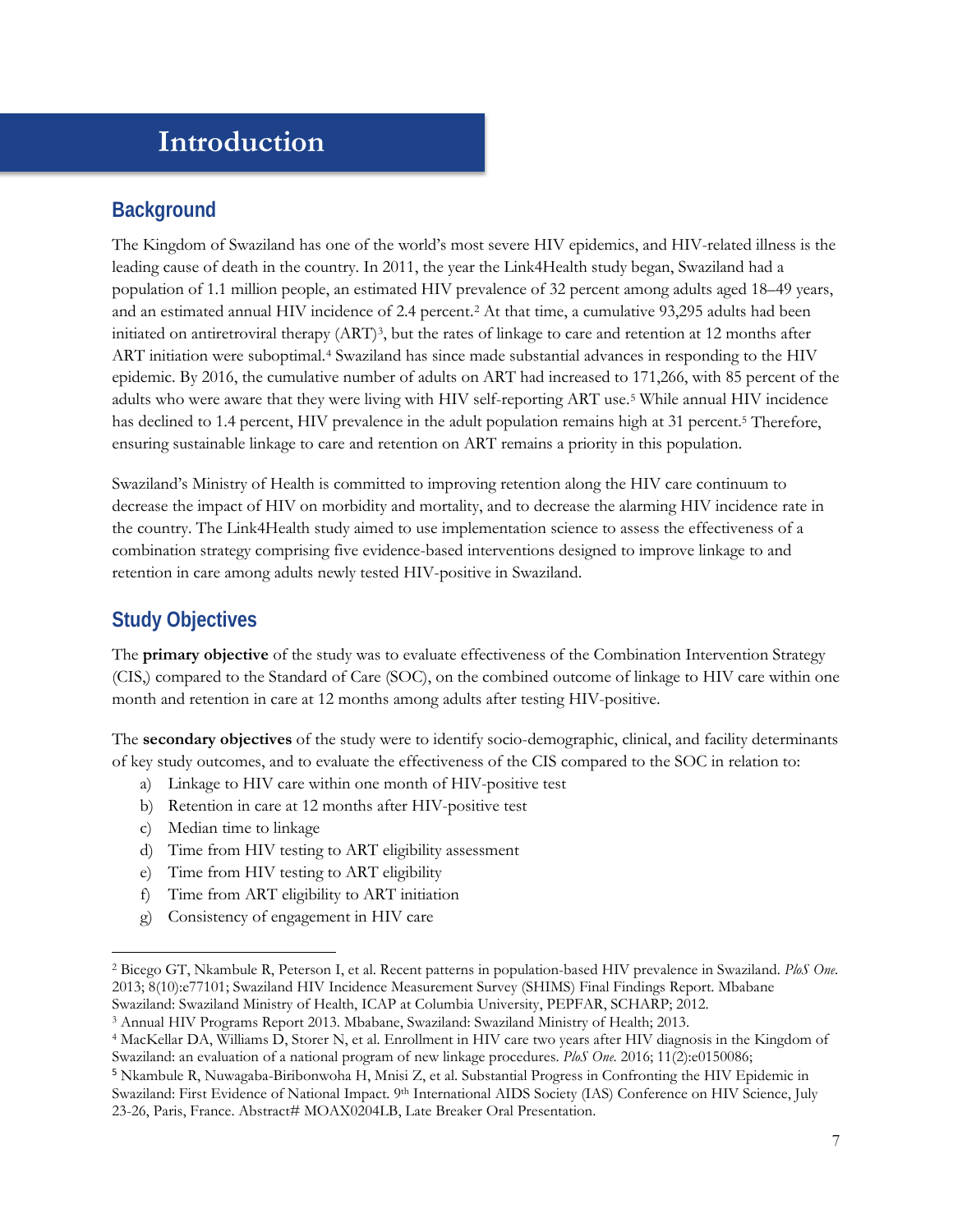# Introduction

## Background

The Kingdom of Swaziland has one of the world's most severe HIV epidemics, and HIV-related illness is the leading cause of death in the country. In 2011, the year the Link4Health study began, Swaziland had a population of 1.1 million people, an estimated HIV prevalence of 32 percent among adults aged 18–49 years, and an estimated annual HIV incidence of 2.4 percent.[2] At that time, a cumulative 93,295 adults had been initiated on antiretroviral therapy (ART)[3], but the rates of linkage to care and retention at 12 months after ART initiation were suboptimal.[4] Swaziland has since made substantial advances in responding to the HIV epidemic. By 2016, the cumulative number of adults on ART had increased to 171,266, with 85 percent of the adults who were aware that they were living with HIV self-reporting ART use.[5] While annual HIV incidence has declined to 1.4 percent, HIV prevalence in the adult population remains high at 31 percent.[5] Therefore, ensuring sustainable linkage to care and retention on ART remains a priority in this population.

Swaziland's Ministry of Health is committed to improving retention along the HIV care continuum to decrease the impact of HIV on morbidity and mortality, and to decrease the alarming HIV incidence rate in the country. The Link4Health study aimed to use implementation science to assess the effectiveness of a combination strategy comprising five evidence-based interventions designed to improve linkage to and retention in care among adults newly tested HIV-positive in Swaziland.

## Study Objectives

The **primary objective** of the study was to evaluate effectiveness of the Combination Intervention Strategy (CIS,) compared to the Standard of Care (SOC), on the combined outcome of linkage to HIV care within one month and retention in care at 12 months among adults after testing HIV-positive.

The **secondary objectives** of the study were to identify socio-demographic, clinical, and facility determinants of key study outcomes, and to evaluate the effectiveness of the CIS compared to the SOC in relation to:

a) Linkage to HIV care within one month of HIV-positive test
b) Retention in care at 12 months after HIV-positive test
c) Median time to linkage
d) Time from HIV testing to ART eligibility assessment
e) Time from HIV testing to ART eligibility
f) Time from ART eligibility to ART initiation
g) Consistency of engagement in HIV care

---

[2] Bicego GT, Nkambule R, Peterson I, et al. Recent patterns in population-based HIV prevalence in Swaziland. *PloS One.* 2013; 8(10):e77101; Swaziland HIV Incidence Measurement Survey (SHIMS) Final Findings Report. Mbabane Swaziland: Swaziland Ministry of Health, ICAP at Columbia University, PEPFAR, SCHARP; 2012.

[3] Annual HIV Programs Report 2013. Mbabane, Swaziland: Swaziland Ministry of Health; 2013.

[4] MacKellar DA, Williams D, Storer N, et al. Enrollment in HIV care two years after HIV diagnosis in the Kingdom of Swaziland: an evaluation of a national program of new linkage procedures. *PloS One.* 2016; 11(2):e0150086;

[5] Nkambule R, Nuwagaba-Biribonwoha H, Mnisi Z, et al. Substantial Progress in Confronting the HIV Epidemic in Swaziland: First Evidence of National Impact. 9th International AIDS Society (IAS) Conference on HIV Science, July 23-26, Paris, France. Abstract# MOAX0204LB, Late Breaker Oral Presentation.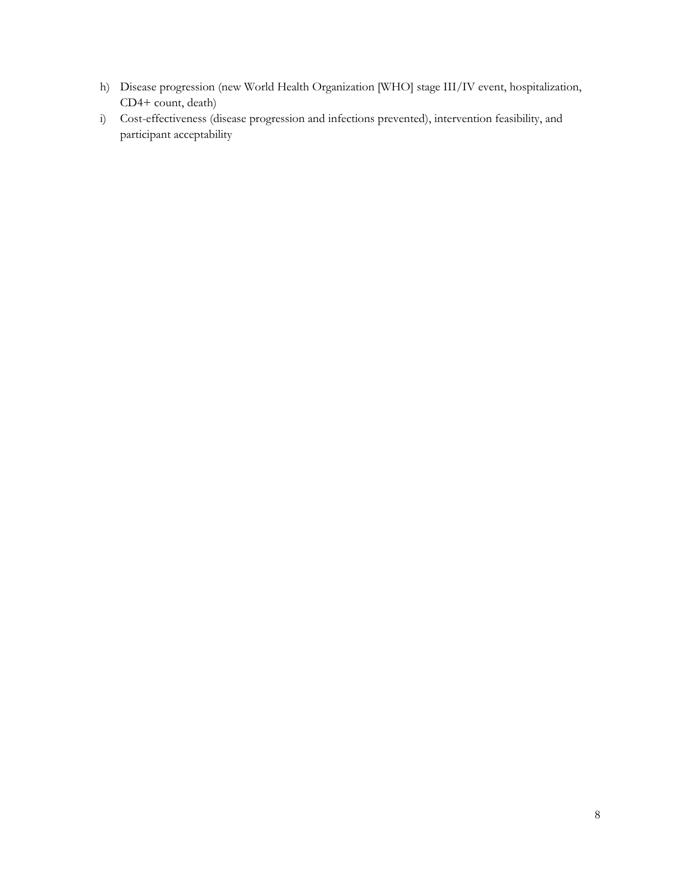h) Disease progression (new World Health Organization [WHO] stage III/IV event, hospitalization, CD4+ count, death)
i) Cost-effectiveness (disease progression and infections prevented), intervention feasibility, and participant acceptability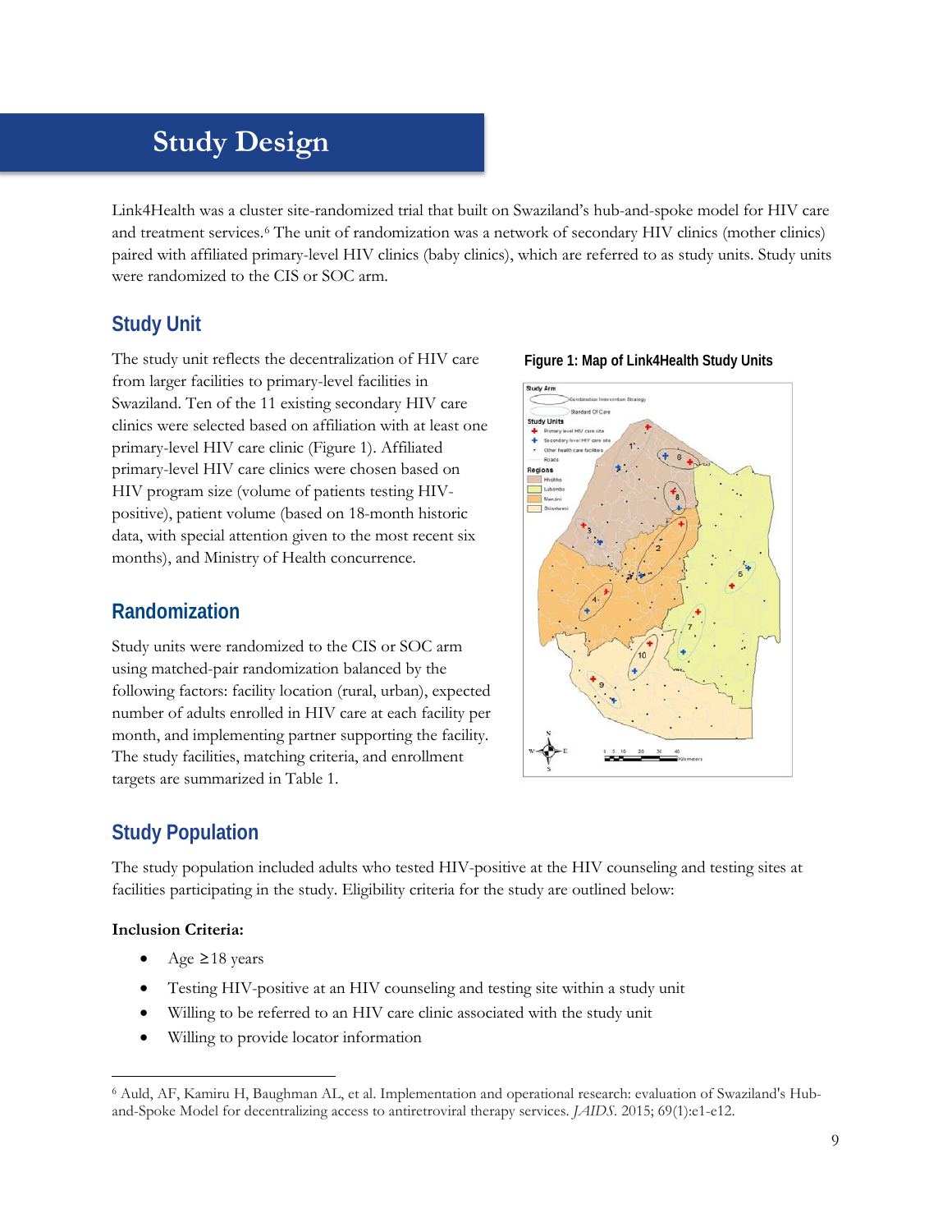# Study Design

Link4Health was a cluster site-randomized trial that built on Swaziland's hub-and-spoke model for HIV care and treatment services.[6] The unit of randomization was a network of secondary HIV clinics (mother clinics) paired with affiliated primary-level HIV clinics (baby clinics), which are referred to as study units. Study units were randomized to the CIS or SOC arm.

## Study Unit

The study unit reflects the decentralization of HIV care from larger facilities to primary-level facilities in Swaziland. Ten of the 11 existing secondary HIV care clinics were selected based on affiliation with at least one primary-level HIV care clinic (Figure 1). Affiliated primary-level HIV care clinics were chosen based on HIV program size (volume of patients testing HIV-positive), patient volume (based on 18-month historic data, with special attention given to the most recent six months), and Ministry of Health concurrence.

**Figure 1: Map of Link4Health Study Units**

## Randomization

Study units were randomized to the CIS or SOC arm using matched-pair randomization balanced by the following factors: facility location (rural, urban), expected number of adults enrolled in HIV care at each facility per month, and implementing partner supporting the facility. The study facilities, matching criteria, and enrollment targets are summarized in Table 1.

## Study Population

The study population included adults who tested HIV-positive at the HIV counseling and testing sites at facilities participating in the study. Eligibility criteria for the study are outlined below:

**Inclusion Criteria:**

- Age ≥18 years
- Testing HIV-positive at an HIV counseling and testing site within a study unit
- Willing to be referred to an HIV care clinic associated with the study unit
- Willing to provide locator information

---

[6] Auld, AF, Kamiru H, Baughman AL, et al. Implementation and operational research: evaluation of Swaziland's Hub-and-Spoke Model for decentralizing access to antiretroviral therapy services. *JAIDS*. 2015; 69(1):e1-e12.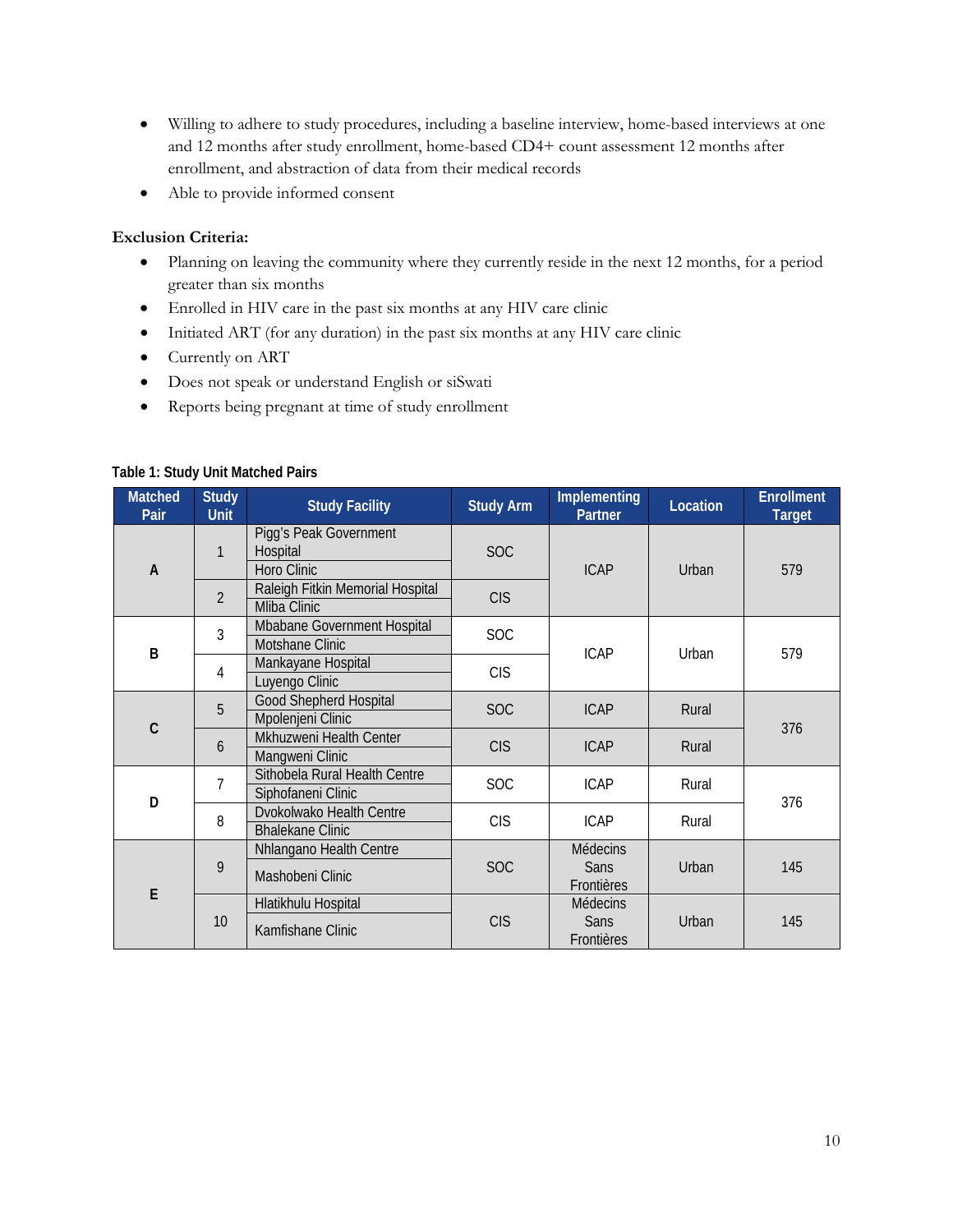- Willing to adhere to study procedures, including a baseline interview, home-based interviews at one and 12 months after study enrollment, home-based CD4+ count assessment 12 months after enrollment, and abstraction of data from their medical records
- Able to provide informed consent

**Exclusion Criteria:**

- Planning on leaving the community where they currently reside in the next 12 months, for a period greater than six months
- Enrolled in HIV care in the past six months at any HIV care clinic
- Initiated ART (for any duration) in the past six months at any HIV care clinic
- Currently on ART
- Does not speak or understand English or siSwati
- Reports being pregnant at time of study enrollment

**Table 1: Study Unit Matched Pairs**

| Matched Pair | Study Unit | Study Facility | Study Arm | Implementing Partner | Location | Enrollment Target |
|---|---|---|---|---|---|---|
| A | 1 | Pigg's Peak Government Hospital | SOC | ICAP | Urban | 579 |
| | | Horo Clinic | | | | |
| | 2 | Raleigh Fitkin Memorial Hospital | CIS | | | |
| | | Mliba Clinic | | | | |
| B | 3 | Mbabane Government Hospital | SOC | ICAP | Urban | 579 |
| | | Motshane Clinic | | | | |
| | 4 | Mankayane Hospital | CIS | | | |
| | | Luyengo Clinic | | | | |
| C | 5 | Good Shepherd Hospital | SOC | ICAP | Rural | 376 |
| | | Mpolenjeni Clinic | | | | |
| | 6 | Mkhuzweni Health Center | CIS | ICAP | Rural | |
| | | Mangweni Clinic | | | | |
| D | 7 | Sithobela Rural Health Centre | SOC | ICAP | Rural | 376 |
| | | Siphofaneni Clinic | | | | |
| | 8 | Dvokolwako Health Centre | CIS | ICAP | Rural | |
| | | Bhalekane Clinic | | | | |
| E | 9 | Nhlangano Health Centre | SOC | Médecins Sans Frontières | Urban | 145 |
| | | Mashobeni Clinic | | | | |
| | 10 | Hlatikhulu Hospital | CIS | Médecins Sans Frontières | Urban | 145 |
| | | Kamfishane Clinic | | | | |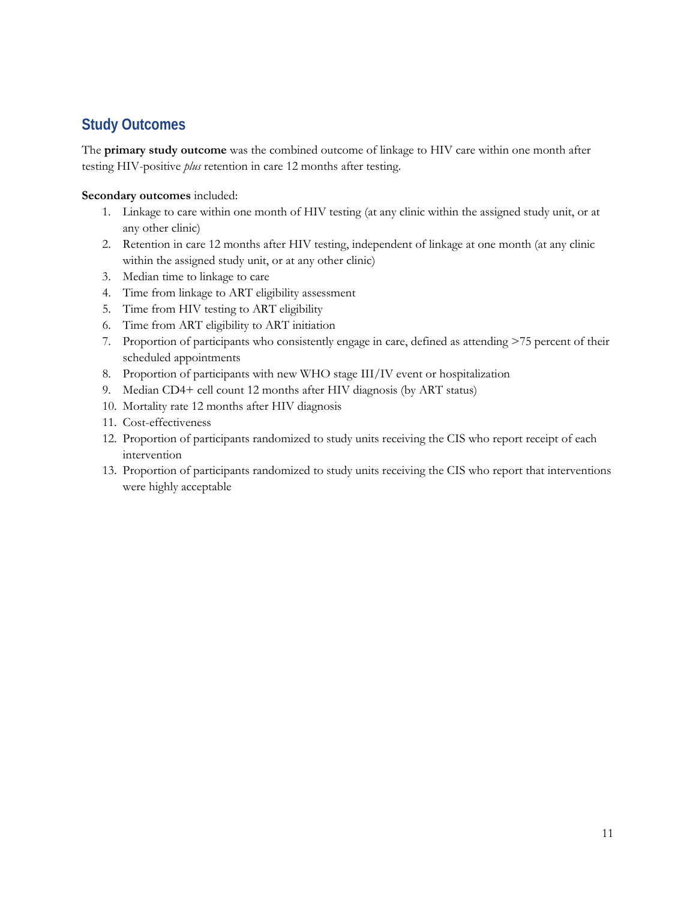## Study Outcomes

The **primary study outcome** was the combined outcome of linkage to HIV care within one month after testing HIV-positive *plus* retention in care 12 months after testing.

**Secondary outcomes** included:

1. Linkage to care within one month of HIV testing (at any clinic within the assigned study unit, or at any other clinic)
2. Retention in care 12 months after HIV testing, independent of linkage at one month (at any clinic within the assigned study unit, or at any other clinic)
3. Median time to linkage to care
4. Time from linkage to ART eligibility assessment
5. Time from HIV testing to ART eligibility
6. Time from ART eligibility to ART initiation
7. Proportion of participants who consistently engage in care, defined as attending >75 percent of their scheduled appointments
8. Proportion of participants with new WHO stage III/IV event or hospitalization
9. Median CD4+ cell count 12 months after HIV diagnosis (by ART status)
10. Mortality rate 12 months after HIV diagnosis
11. Cost-effectiveness
12. Proportion of participants randomized to study units receiving the CIS who report receipt of each intervention
13. Proportion of participants randomized to study units receiving the CIS who report that interventions were highly acceptable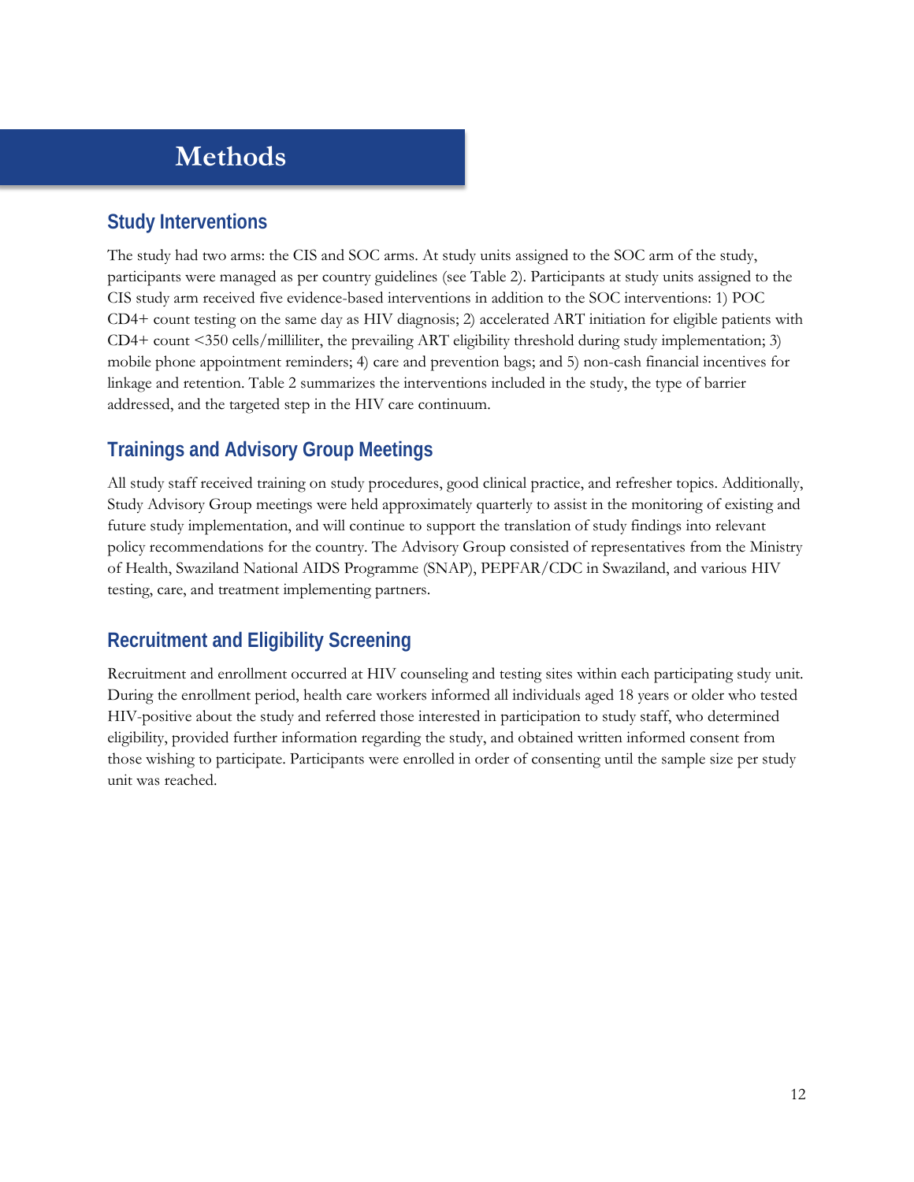# Methods

## Study Interventions

The study had two arms: the CIS and SOC arms. At study units assigned to the SOC arm of the study, participants were managed as per country guidelines (see Table 2). Participants at study units assigned to the CIS study arm received five evidence-based interventions in addition to the SOC interventions: 1) POC CD4+ count testing on the same day as HIV diagnosis; 2) accelerated ART initiation for eligible patients with CD4+ count <350 cells/milliliter, the prevailing ART eligibility threshold during study implementation; 3) mobile phone appointment reminders; 4) care and prevention bags; and 5) non-cash financial incentives for linkage and retention. Table 2 summarizes the interventions included in the study, the type of barrier addressed, and the targeted step in the HIV care continuum.

## Trainings and Advisory Group Meetings

All study staff received training on study procedures, good clinical practice, and refresher topics. Additionally, Study Advisory Group meetings were held approximately quarterly to assist in the monitoring of existing and future study implementation, and will continue to support the translation of study findings into relevant policy recommendations for the country. The Advisory Group consisted of representatives from the Ministry of Health, Swaziland National AIDS Programme (SNAP), PEPFAR/CDC in Swaziland, and various HIV testing, care, and treatment implementing partners.

## Recruitment and Eligibility Screening

Recruitment and enrollment occurred at HIV counseling and testing sites within each participating study unit. During the enrollment period, health care workers informed all individuals aged 18 years or older who tested HIV-positive about the study and referred those interested in participation to study staff, who determined eligibility, provided further information regarding the study, and obtained written informed consent from those wishing to participate. Participants were enrolled in order of consenting until the sample size per study unit was reached.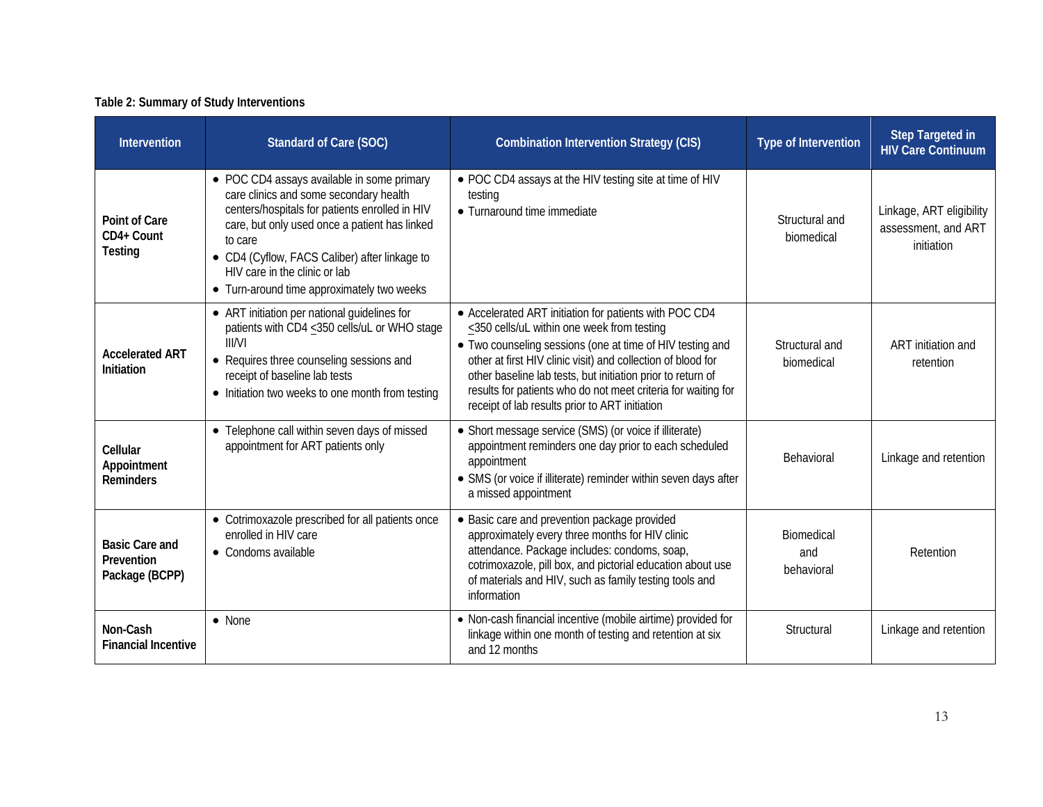**Table 2: Summary of Study Interventions**

| Intervention | Standard of Care (SOC) | Combination Intervention Strategy (CIS) | Type of Intervention | Step Targeted in HIV Care Continuum |
|---|---|---|---|---|
| **Point of Care CD4+ Count Testing** | • POC CD4 assays available in some primary care clinics and some secondary health centers/hospitals for patients enrolled in HIV care, but only used once a patient has linked to care<br>• CD4 (Cyflow, FACS Caliber) after linkage to HIV care in the clinic or lab<br>• Turn-around time approximately two weeks | • POC CD4 assays at the HIV testing site at time of HIV testing<br>• Turnaround time immediate | Structural and biomedical | Linkage, ART eligibility assessment, and ART initiation |
| **Accelerated ART Initiation** | • ART initiation per national guidelines for patients with CD4 ≤350 cells/uL or WHO stage III/VI<br>• Requires three counseling sessions and receipt of baseline lab tests<br>• Initiation two weeks to one month from testing | • Accelerated ART initiation for patients with POC CD4 ≤350 cells/uL within one week from testing<br>• Two counseling sessions (one at time of HIV testing and other at first HIV clinic visit) and collection of blood for other baseline lab tests, but initiation prior to return of results for patients who do not meet criteria for waiting for receipt of lab results prior to ART initiation | Structural and biomedical | ART initiation and retention |
| **Cellular Appointment Reminders** | • Telephone call within seven days of missed appointment for ART patients only | • Short message service (SMS) (or voice if illiterate) appointment reminders one day prior to each scheduled appointment<br>• SMS (or voice if illiterate) reminder within seven days after a missed appointment | Behavioral | Linkage and retention |
| **Basic Care and Prevention Package (BCPP)** | • Cotrimoxazole prescribed for all patients once enrolled in HIV care<br>• Condoms available | • Basic care and prevention package provided approximately every three months for HIV clinic attendance. Package includes: condoms, soap, cotrimoxazole, pill box, and pictorial education about use of materials and HIV, such as family testing tools and information | Biomedical and behavioral | Retention |
| **Non-Cash Financial Incentive** | • None | • Non-cash financial incentive (mobile airtime) provided for linkage within one month of testing and retention at six and 12 months | Structural | Linkage and retention |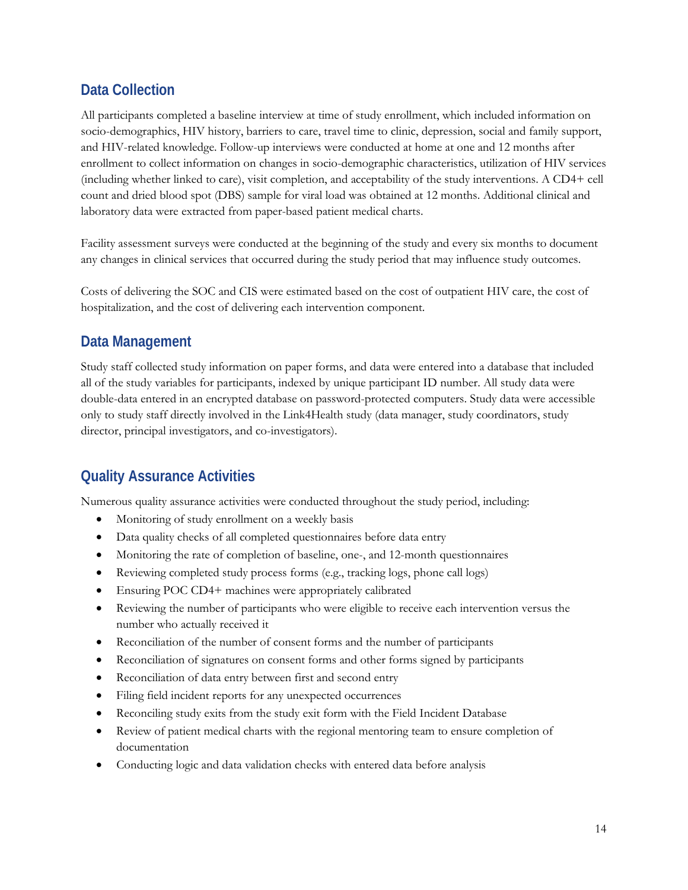## Data Collection

All participants completed a baseline interview at time of study enrollment, which included information on socio-demographics, HIV history, barriers to care, travel time to clinic, depression, social and family support, and HIV-related knowledge. Follow-up interviews were conducted at home at one and 12 months after enrollment to collect information on changes in socio-demographic characteristics, utilization of HIV services (including whether linked to care), visit completion, and acceptability of the study interventions. A CD4+ cell count and dried blood spot (DBS) sample for viral load was obtained at 12 months. Additional clinical and laboratory data were extracted from paper-based patient medical charts.

Facility assessment surveys were conducted at the beginning of the study and every six months to document any changes in clinical services that occurred during the study period that may influence study outcomes.

Costs of delivering the SOC and CIS were estimated based on the cost of outpatient HIV care, the cost of hospitalization, and the cost of delivering each intervention component.

## Data Management

Study staff collected study information on paper forms, and data were entered into a database that included all of the study variables for participants, indexed by unique participant ID number. All study data were double-data entered in an encrypted database on password-protected computers. Study data were accessible only to study staff directly involved in the Link4Health study (data manager, study coordinators, study director, principal investigators, and co-investigators).

## Quality Assurance Activities

Numerous quality assurance activities were conducted throughout the study period, including:

- Monitoring of study enrollment on a weekly basis
- Data quality checks of all completed questionnaires before data entry
- Monitoring the rate of completion of baseline, one-, and 12-month questionnaires
- Reviewing completed study process forms (e.g., tracking logs, phone call logs)
- Ensuring POC CD4+ machines were appropriately calibrated
- Reviewing the number of participants who were eligible to receive each intervention versus the number who actually received it
- Reconciliation of the number of consent forms and the number of participants
- Reconciliation of signatures on consent forms and other forms signed by participants
- Reconciliation of data entry between first and second entry
- Filing field incident reports for any unexpected occurrences
- Reconciling study exits from the study exit form with the Field Incident Database
- Review of patient medical charts with the regional mentoring team to ensure completion of documentation
- Conducting logic and data validation checks with entered data before analysis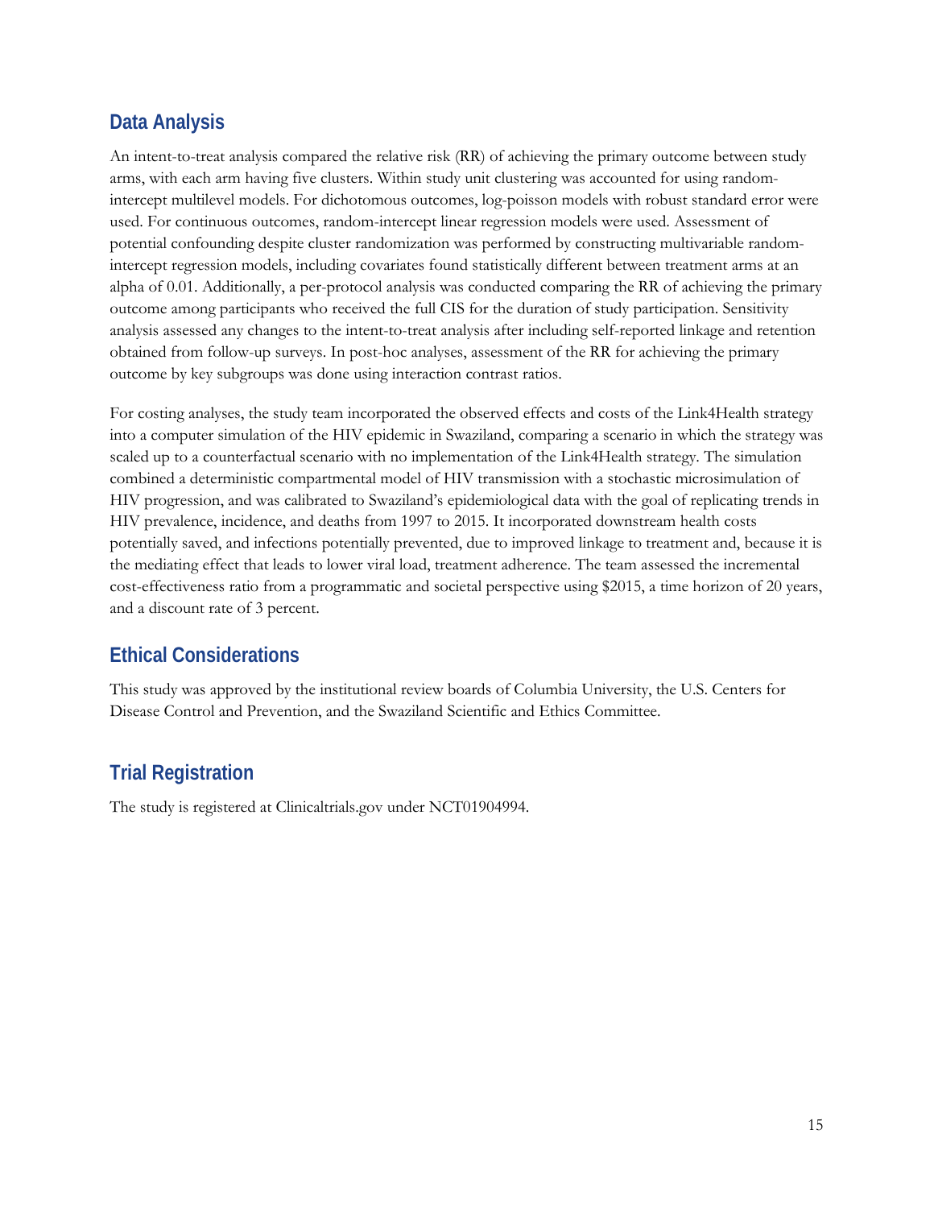## Data Analysis

An intent-to-treat analysis compared the relative risk (RR) of achieving the primary outcome between study arms, with each arm having five clusters. Within study unit clustering was accounted for using random-intercept multilevel models. For dichotomous outcomes, log-poisson models with robust standard error were used. For continuous outcomes, random-intercept linear regression models were used. Assessment of potential confounding despite cluster randomization was performed by constructing multivariable random-intercept regression models, including covariates found statistically different between treatment arms at an alpha of 0.01. Additionally, a per-protocol analysis was conducted comparing the RR of achieving the primary outcome among participants who received the full CIS for the duration of study participation. Sensitivity analysis assessed any changes to the intent-to-treat analysis after including self-reported linkage and retention obtained from follow-up surveys. In post-hoc analyses, assessment of the RR for achieving the primary outcome by key subgroups was done using interaction contrast ratios.

For costing analyses, the study team incorporated the observed effects and costs of the Link4Health strategy into a computer simulation of the HIV epidemic in Swaziland, comparing a scenario in which the strategy was scaled up to a counterfactual scenario with no implementation of the Link4Health strategy. The simulation combined a deterministic compartmental model of HIV transmission with a stochastic microsimulation of HIV progression, and was calibrated to Swaziland's epidemiological data with the goal of replicating trends in HIV prevalence, incidence, and deaths from 1997 to 2015. It incorporated downstream health costs potentially saved, and infections potentially prevented, due to improved linkage to treatment and, because it is the mediating effect that leads to lower viral load, treatment adherence. The team assessed the incremental cost-effectiveness ratio from a programmatic and societal perspective using $2015, a time horizon of 20 years, and a discount rate of 3 percent.

## Ethical Considerations

This study was approved by the institutional review boards of Columbia University, the U.S. Centers for Disease Control and Prevention, and the Swaziland Scientific and Ethics Committee.

## Trial Registration

The study is registered at Clinicaltrials.gov under NCT01904994.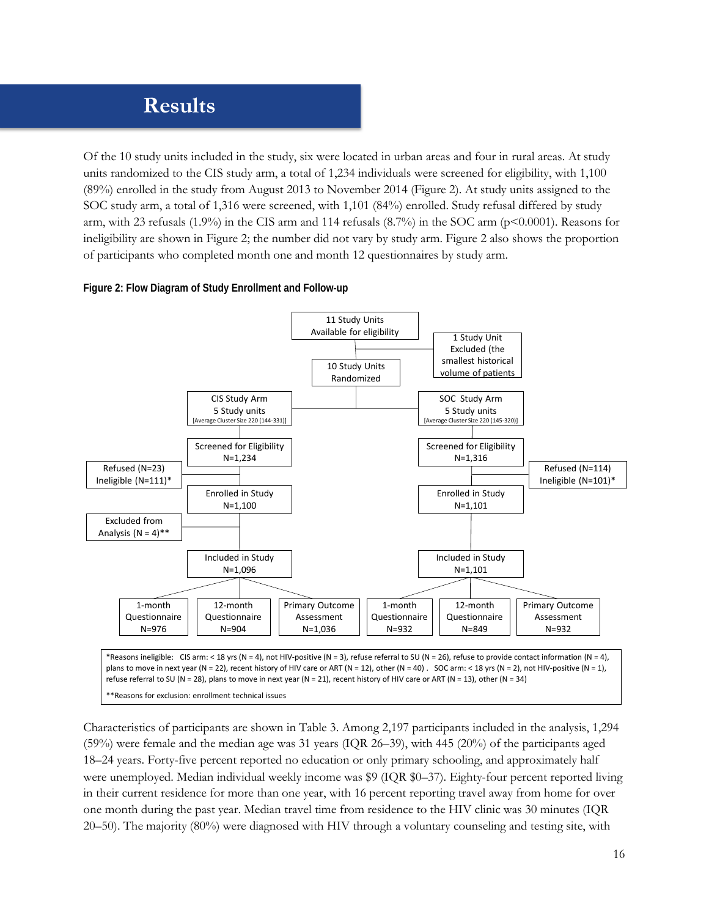# Results

Of the 10 study units included in the study, six were located in urban areas and four in rural areas. At study units randomized to the CIS study arm, a total of 1,234 individuals were screened for eligibility, with 1,100 (89%) enrolled in the study from August 2013 to November 2014 (Figure 2). At study units assigned to the SOC study arm, a total of 1,316 were screened, with 1,101 (84%) enrolled. Study refusal differed by study arm, with 23 refusals (1.9%) in the CIS arm and 114 refusals (8.7%) in the SOC arm ($p<0.0001$). Reasons for ineligibility are shown in Figure 2; the number did not vary by study arm. Figure 2 also shows the proportion of participants who completed month one and month 12 questionnaires by study arm.

**Figure 2: Flow Diagram of Study Enrollment and Follow-up**

11 Study Units Available for eligibility

1 Study Unit Excluded (the smallest historical volume of patients)

10 Study Units Randomized

| CIS Study Arm | SOC Study Arm |
|---|---|
| 5 Study units [Average Cluster Size 220 (144-331)] | 5 Study units [Average Cluster Size 220 (145-320)] |
| Screened for Eligibility N=1,234 | Screened for Eligibility N=1,316 |
| Refused (N=23) Ineligible (N=111)* | Refused (N=114) Ineligible (N=101)* |
| Enrolled in Study N=1,100 | Enrolled in Study N=1,101 |
| Excluded from Analysis (N = 4)** | |
| Included in Study N=1,096 | Included in Study N=1,101 |
| 1-month Questionnaire N=976 | 1-month Questionnaire N=932 |
| 12-month Questionnaire N=904 | 12-month Questionnaire N=849 |
| Primary Outcome Assessment N=1,036 | Primary Outcome Assessment N=932 |

*Reasons ineligible: CIS arm: < 18 yrs (N = 4), not HIV-positive (N = 3), refuse referral to SU (N = 26), refuse to provide contact information (N = 4), plans to move in next year (N = 22), recent history of HIV care or ART (N = 12), other (N = 40) . SOC arm: < 18 yrs (N = 2), not HIV-positive (N = 1), refuse referral to SU (N = 28), plans to move in next year (N = 21), recent history of HIV care or ART (N = 13), other (N = 34)

**Reasons for exclusion: enrollment technical issues

Characteristics of participants are shown in Table 3. Among 2,197 participants included in the analysis, 1,294 (59%) were female and the median age was 31 years (IQR 26–39), with 445 (20%) of the participants aged 18–24 years. Forty-five percent reported no education or only primary schooling, and approximately half were unemployed. Median individual weekly income was $9 (IQR $0–37). Eighty-four percent reported living in their current residence for more than one year, with 16 percent reporting travel away from home for over one month during the past year. Median travel time from residence to the HIV clinic was 30 minutes (IQR 20–50). The majority (80%) were diagnosed with HIV through a voluntary counseling and testing site, with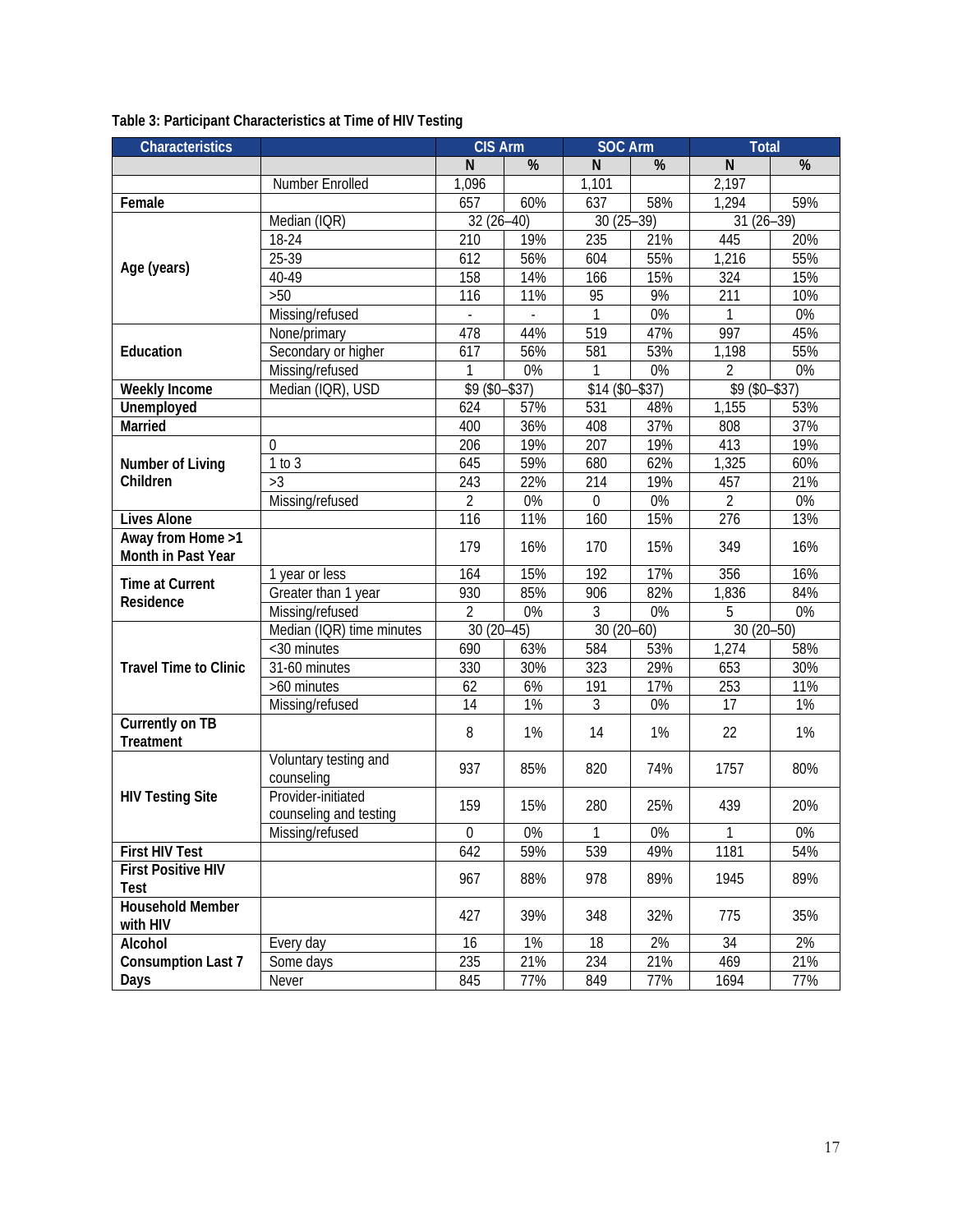**Table 3: Participant Characteristics at Time of HIV Testing**

| Characteristics | | CIS Arm | | SOC Arm | | Total | |
|---|---|---|---|---|---|---|---|
| | | N | % | N | % | N | % |
| | Number Enrolled | 1,096 | | 1,101 | | 2,197 | |
| **Female** | | 657 | 60% | 637 | 58% | 1,294 | 59% |
| **Age (years)** | Median (IQR) | 32 (26–40) | | 30 (25–39) | | 31 (26–39) | |
| | 18-24 | 210 | 19% | 235 | 21% | 445 | 20% |
| | 25-39 | 612 | 56% | 604 | 55% | 1,216 | 55% |
| | 40-49 | 158 | 14% | 166 | 15% | 324 | 15% |
| | >50 | 116 | 11% | 95 | 9% | 211 | 10% |
| | Missing/refused | - | - | 1 | 0% | 1 | 0% |
| **Education** | None/primary | 478 | 44% | 519 | 47% | 997 | 45% |
| | Secondary or higher | 617 | 56% | 581 | 53% | 1,198 | 55% |
| | Missing/refused | 1 | 0% | 1 | 0% | 2 | 0% |
| **Weekly Income** | Median (IQR), USD | $9 ($0–$37) | | $14 ($0–$37) | | $9 ($0–$37) | |
| **Unemployed** | | 624 | 57% | 531 | 48% | 1,155 | 53% |
| **Married** | | 400 | 36% | 408 | 37% | 808 | 37% |
| **Number of Living Children** | 0 | 206 | 19% | 207 | 19% | 413 | 19% |
| | 1 to 3 | 645 | 59% | 680 | 62% | 1,325 | 60% |
| | >3 | 243 | 22% | 214 | 19% | 457 | 21% |
| | Missing/refused | 2 | 0% | 0 | 0% | 2 | 0% |
| **Lives Alone** | | 116 | 11% | 160 | 15% | 276 | 13% |
| **Away from Home >1 Month in Past Year** | | 179 | 16% | 170 | 15% | 349 | 16% |
| **Time at Current Residence** | 1 year or less | 164 | 15% | 192 | 17% | 356 | 16% |
| | Greater than 1 year | 930 | 85% | 906 | 82% | 1,836 | 84% |
| | Missing/refused | 2 | 0% | 3 | 0% | 5 | 0% |
| **Travel Time to Clinic** | Median (IQR) time minutes | 30 (20–45) | | 30 (20–60) | | 30 (20–50) | |
| | <30 minutes | 690 | 63% | 584 | 53% | 1,274 | 58% |
| | 31-60 minutes | 330 | 30% | 323 | 29% | 653 | 30% |
| | >60 minutes | 62 | 6% | 191 | 17% | 253 | 11% |
| | Missing/refused | 14 | 1% | 3 | 0% | 17 | 1% |
| **Currently on TB Treatment** | | 8 | 1% | 14 | 1% | 22 | 1% |
| **HIV Testing Site** | Voluntary testing and counseling | 937 | 85% | 820 | 74% | 1757 | 80% |
| | Provider-initiated counseling and testing | 159 | 15% | 280 | 25% | 439 | 20% |
| | Missing/refused | 0 | 0% | 1 | 0% | 1 | 0% |
| **First HIV Test** | | 642 | 59% | 539 | 49% | 1181 | 54% |
| **First Positive HIV Test** | | 967 | 88% | 978 | 89% | 1945 | 89% |
| **Household Member with HIV** | | 427 | 39% | 348 | 32% | 775 | 35% |
| **Alcohol Consumption Last 7 Days** | Every day | 16 | 1% | 18 | 2% | 34 | 2% |
| | Some days | 235 | 21% | 234 | 21% | 469 | 21% |
| | Never | 845 | 77% | 849 | 77% | 1694 | 77% |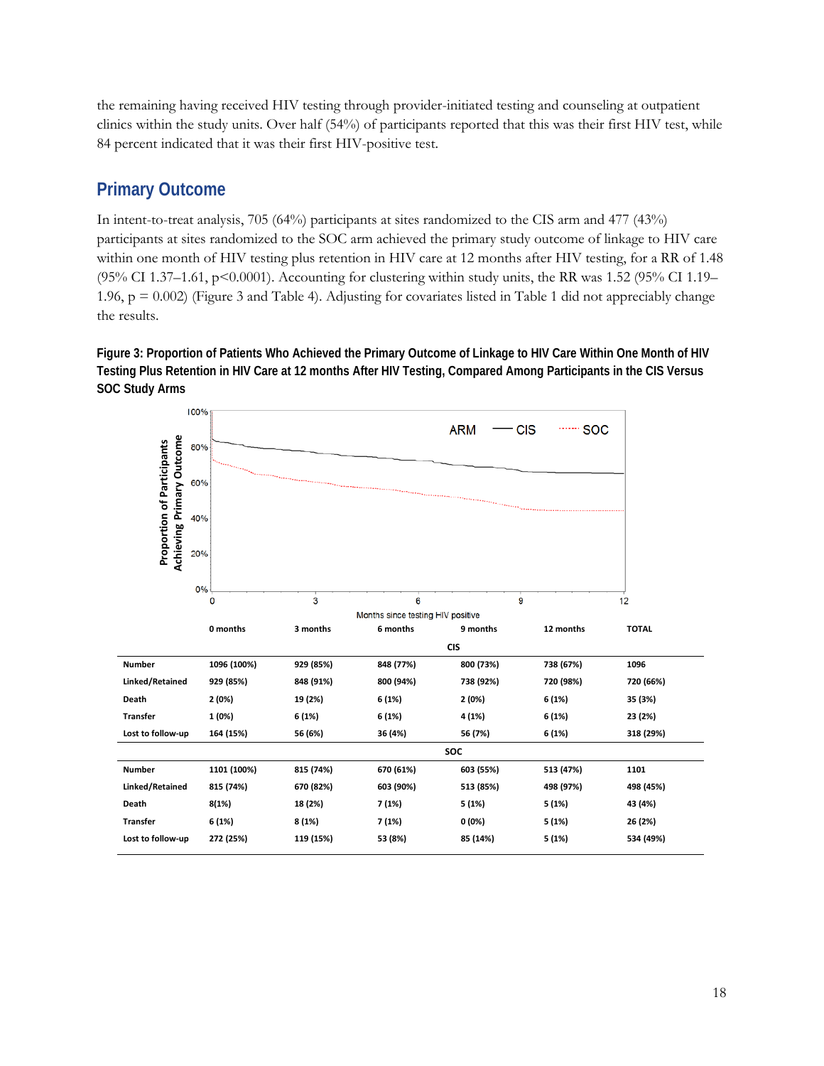the remaining having received HIV testing through provider-initiated testing and counseling at outpatient clinics within the study units. Over half (54%) of participants reported that this was their first HIV test, while 84 percent indicated that it was their first HIV-positive test.

## Primary Outcome

In intent-to-treat analysis, 705 (64%) participants at sites randomized to the CIS arm and 477 (43%) participants at sites randomized to the SOC arm achieved the primary study outcome of linkage to HIV care within one month of HIV testing plus retention in HIV care at 12 months after HIV testing, for a RR of 1.48 (95% CI 1.37–1.61, p<0.0001). Accounting for clustering within study units, the RR was 1.52 (95% CI 1.19–1.96, p = 0.002) (Figure 3 and Table 4). Adjusting for covariates listed in Table 1 did not appreciably change the results.

**Figure 3: Proportion of Patients Who Achieved the Primary Outcome of Linkage to HIV Care Within One Month of HIV Testing Plus Retention in HIV Care at 12 months After HIV Testing, Compared Among Participants in the CIS Versus SOC Study Arms**

| | 0 months | 3 months | 6 months | 9 months | 12 months | TOTAL |
|---|---|---|---|---|---|---|
| **CIS** | | | | | | |
| Number | 1096 (100%) | 929 (85%) | 848 (77%) | 800 (73%) | 738 (67%) | 1096 |
| Linked/Retained | 929 (85%) | 848 (91%) | 800 (94%) | 738 (92%) | 720 (98%) | 720 (66%) |
| Death | 2 (0%) | 19 (2%) | 6 (1%) | 2 (0%) | 6 (1%) | 35 (3%) |
| Transfer | 1 (0%) | 6 (1%) | 6 (1%) | 4 (1%) | 6 (1%) | 23 (2%) |
| Lost to follow-up | 164 (15%) | 56 (6%) | 36 (4%) | 56 (7%) | 6 (1%) | 318 (29%) |
| **SOC** | | | | | | |
| Number | 1101 (100%) | 815 (74%) | 670 (61%) | 603 (55%) | 513 (47%) | 1101 |
| Linked/Retained | 815 (74%) | 670 (82%) | 603 (90%) | 513 (85%) | 498 (97%) | 498 (45%) |
| Death | 8(1%) | 18 (2%) | 7 (1%) | 5 (1%) | 5 (1%) | 43 (4%) |
| Transfer | 6 (1%) | 8 (1%) | 7 (1%) | 0 (0%) | 5 (1%) | 26 (2%) |
| Lost to follow-up | 272 (25%) | 119 (15%) | 53 (8%) | 85 (14%) | 5 (1%) | 534 (49%) |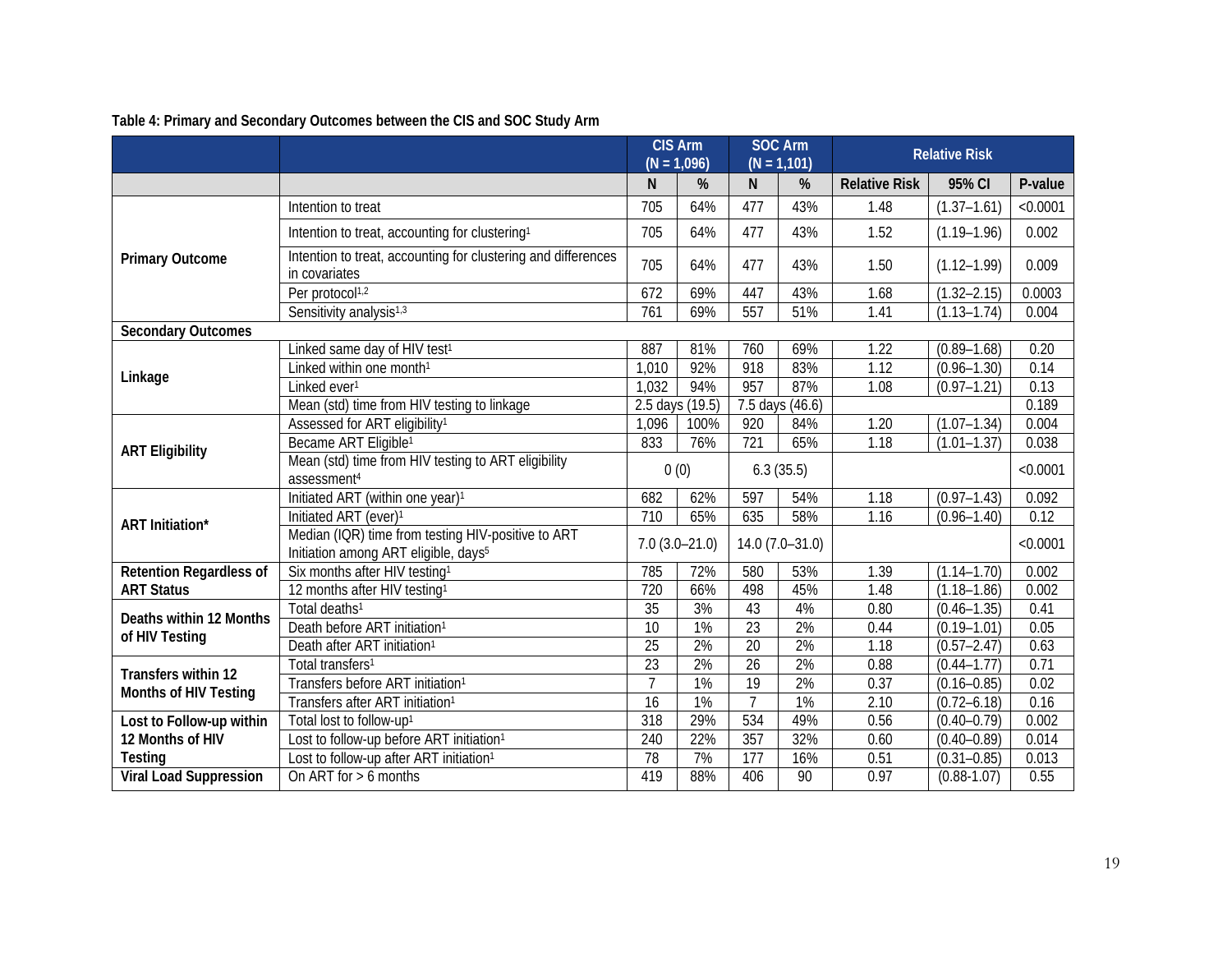**Table 4: Primary and Secondary Outcomes between the CIS and SOC Study Arm**

| | | CIS Arm (N = 1,096) | | SOC Arm (N = 1,101) | | Relative Risk | | |
|---|---|---|---|---|---|---|---|---|
| | | N | % | N | % | Relative Risk | 95% CI | P-value |
| **Primary Outcome** | Intention to treat | 705 | 64% | 477 | 43% | 1.48 | (1.37–1.61) | <0.0001 |
| | Intention to treat, accounting for clustering[1] | 705 | 64% | 477 | 43% | 1.52 | (1.19–1.96) | 0.002 |
| | Intention to treat, accounting for clustering and differences in covariates | 705 | 64% | 477 | 43% | 1.50 | (1.12–1.99) | 0.009 |
| | Per protocol[1,2] | 672 | 69% | 447 | 43% | 1.68 | (1.32–2.15) | 0.0003 |
| | Sensitivity analysis[1,3] | 761 | 69% | 557 | 51% | 1.41 | (1.13–1.74) | 0.004 |
| **Secondary Outcomes** | | | | | | | | |
| **Linkage** | Linked same day of HIV test[1] | 887 | 81% | 760 | 69% | 1.22 | (0.89–1.68) | 0.20 |
| | Linked within one month[1] | 1,010 | 92% | 918 | 83% | 1.12 | (0.96–1.30) | 0.14 |
| | Linked ever[1] | 1,032 | 94% | 957 | 87% | 1.08 | (0.97–1.21) | 0.13 |
| | Mean (std) time from HIV testing to linkage | 2.5 days (19.5) | | 7.5 days (46.6) | | | | 0.189 |
| **ART Eligibility** | Assessed for ART eligibility[1] | 1,096 | 100% | 920 | 84% | 1.20 | (1.07–1.34) | 0.004 |
| | Became ART Eligible[1] | 833 | 76% | 721 | 65% | 1.18 | (1.01–1.37) | 0.038 |
| | Mean (std) time from HIV testing to ART eligibility assessment[4] | 0 (0) | | 6.3 (35.5) | | | | <0.0001 |
| **ART Initiation*** | Initiated ART (within one year)[1] | 682 | 62% | 597 | 54% | 1.18 | (0.97–1.43) | 0.092 |
| | Initiated ART (ever)[1] | 710 | 65% | 635 | 58% | 1.16 | (0.96–1.40) | 0.12 |
| | Median (IQR) time from testing HIV-positive to ART Initiation among ART eligible, days[5] | 7.0 (3.0–21.0) | | 14.0 (7.0–31.0) | | | | <0.0001 |
| **Retention Regardless of ART Status** | Six months after HIV testing[1] | 785 | 72% | 580 | 53% | 1.39 | (1.14–1.70) | 0.002 |
| | 12 months after HIV testing[1] | 720 | 66% | 498 | 45% | 1.48 | (1.18–1.86) | 0.002 |
| **Deaths within 12 Months of HIV Testing** | Total deaths[1] | 35 | 3% | 43 | 4% | 0.80 | (0.46–1.35) | 0.41 |
| | Death before ART initiation[1] | 10 | 1% | 23 | 2% | 0.44 | (0.19–1.01) | 0.05 |
| | Death after ART initiation[1] | 25 | 2% | 20 | 2% | 1.18 | (0.57–2.47) | 0.63 |
| **Transfers within 12 Months of HIV Testing** | Total transfers[1] | 23 | 2% | 26 | 2% | 0.88 | (0.44–1.77) | 0.71 |
| | Transfers before ART initiation[1] | 7 | 1% | 19 | 2% | 0.37 | (0.16–0.85) | 0.02 |
| | Transfers after ART initiation[1] | 16 | 1% | 7 | 1% | 2.10 | (0.72–6.18) | 0.16 |
| **Lost to Follow-up within 12 Months of HIV Testing** | Total lost to follow-up[1] | 318 | 29% | 534 | 49% | 0.56 | (0.40–0.79) | 0.002 |
| | Lost to follow-up before ART initiation[1] | 240 | 22% | 357 | 32% | 0.60 | (0.40–0.89) | 0.014 |
| | Lost to follow-up after ART initiation[1] | 78 | 7% | 177 | 16% | 0.51 | (0.31–0.85) | 0.013 |
| **Viral Load Suppression** | On ART for > 6 months | 419 | 88% | 406 | 90 | 0.97 | (0.88-1.07) | 0.55 |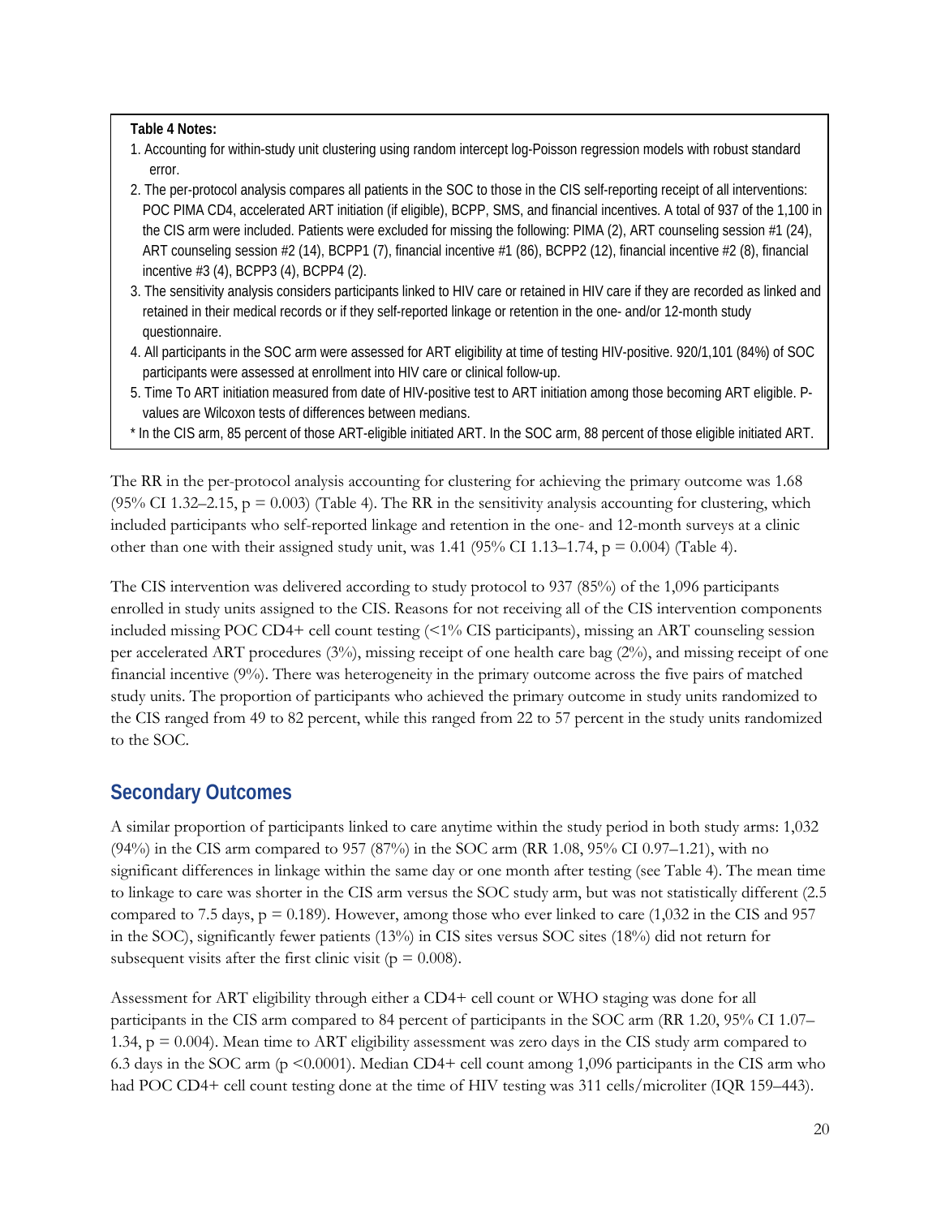**Table 4 Notes:**

1. Accounting for within-study unit clustering using random intercept log-Poisson regression models with robust standard error.
2. The per-protocol analysis compares all patients in the SOC to those in the CIS self-reporting receipt of all interventions: POC PIMA CD4, accelerated ART initiation (if eligible), BCPP, SMS, and financial incentives. A total of 937 of the 1,100 in the CIS arm were included. Patients were excluded for missing the following: PIMA (2), ART counseling session #1 (24), ART counseling session #2 (14), BCPP1 (7), financial incentive #1 (86), BCPP2 (12), financial incentive #2 (8), financial incentive #3 (4), BCPP3 (4), BCPP4 (2).
3. The sensitivity analysis considers participants linked to HIV care or retained in HIV care if they are recorded as linked and retained in their medical records or if they self-reported linkage or retention in the one- and/or 12-month study questionnaire.
4. All participants in the SOC arm were assessed for ART eligibility at time of testing HIV-positive. 920/1,101 (84%) of SOC participants were assessed at enrollment into HIV care or clinical follow-up.
5. Time To ART initiation measured from date of HIV-positive test to ART initiation among those becoming ART eligible. P-values are Wilcoxon tests of differences between medians.

\* In the CIS arm, 85 percent of those ART-eligible initiated ART. In the SOC arm, 88 percent of those eligible initiated ART.

The RR in the per-protocol analysis accounting for clustering for achieving the primary outcome was 1.68 (95% CI 1.32–2.15, $p = 0.003$) (Table 4). The RR in the sensitivity analysis accounting for clustering, which included participants who self-reported linkage and retention in the one- and 12-month surveys at a clinic other than one with their assigned study unit, was 1.41 (95% CI 1.13–1.74, $p = 0.004$) (Table 4).

The CIS intervention was delivered according to study protocol to 937 (85%) of the 1,096 participants enrolled in study units assigned to the CIS. Reasons for not receiving all of the CIS intervention components included missing POC CD4+ cell count testing (<1% CIS participants), missing an ART counseling session per accelerated ART procedures (3%), missing receipt of one health care bag (2%), and missing receipt of one financial incentive (9%). There was heterogeneity in the primary outcome across the five pairs of matched study units. The proportion of participants who achieved the primary outcome in study units randomized to the CIS ranged from 49 to 82 percent, while this ranged from 22 to 57 percent in the study units randomized to the SOC.

## Secondary Outcomes

A similar proportion of participants linked to care anytime within the study period in both study arms: 1,032 (94%) in the CIS arm compared to 957 (87%) in the SOC arm (RR 1.08, 95% CI 0.97–1.21), with no significant differences in linkage within the same day or one month after testing (see Table 4). The mean time to linkage to care was shorter in the CIS arm versus the SOC study arm, but was not statistically different (2.5 compared to 7.5 days, $p = 0.189$). However, among those who ever linked to care (1,032 in the CIS and 957 in the SOC), significantly fewer patients (13%) in CIS sites versus SOC sites (18%) did not return for subsequent visits after the first clinic visit ($p = 0.008$).

Assessment for ART eligibility through either a CD4+ cell count or WHO staging was done for all participants in the CIS arm compared to 84 percent of participants in the SOC arm (RR 1.20, 95% CI 1.07–1.34, $p = 0.004$). Mean time to ART eligibility assessment was zero days in the CIS study arm compared to 6.3 days in the SOC arm ($p < 0.0001$). Median CD4+ cell count among 1,096 participants in the CIS arm who had POC CD4+ cell count testing done at the time of HIV testing was 311 cells/microliter (IQR 159–443).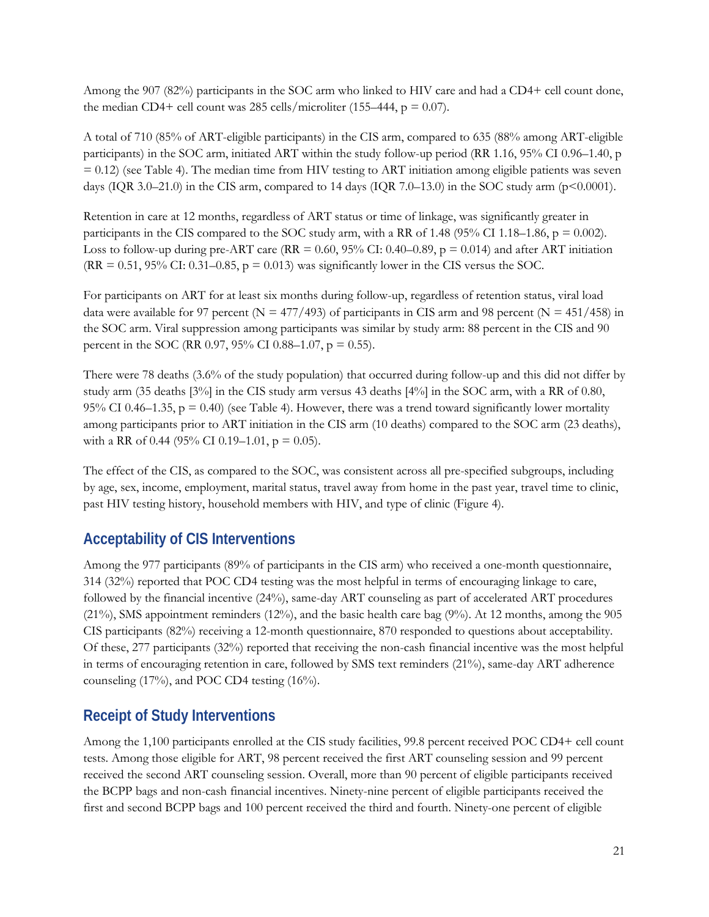Among the 907 (82%) participants in the SOC arm who linked to HIV care and had a CD4+ cell count done, the median CD4+ cell count was 285 cells/microliter (155–444, p = 0.07).

A total of 710 (85% of ART-eligible participants) in the CIS arm, compared to 635 (88% among ART-eligible participants) in the SOC arm, initiated ART within the study follow-up period (RR 1.16, 95% CI 0.96–1.40, p = 0.12) (see Table 4). The median time from HIV testing to ART initiation among eligible patients was seven days (IQR 3.0–21.0) in the CIS arm, compared to 14 days (IQR 7.0–13.0) in the SOC study arm (p<0.0001).

Retention in care at 12 months, regardless of ART status or time of linkage, was significantly greater in participants in the CIS compared to the SOC study arm, with a RR of 1.48 (95% CI 1.18–1.86, p = 0.002). Loss to follow-up during pre-ART care (RR = 0.60, 95% CI: 0.40–0.89, p = 0.014) and after ART initiation (RR = 0.51, 95% CI: 0.31–0.85, p = 0.013) was significantly lower in the CIS versus the SOC.

For participants on ART for at least six months during follow-up, regardless of retention status, viral load data were available for 97 percent (N = 477/493) of participants in CIS arm and 98 percent (N = 451/458) in the SOC arm. Viral suppression among participants was similar by study arm: 88 percent in the CIS and 90 percent in the SOC (RR 0.97, 95% CI 0.88–1.07, p = 0.55).

There were 78 deaths (3.6% of the study population) that occurred during follow-up and this did not differ by study arm (35 deaths [3%] in the CIS study arm versus 43 deaths [4%] in the SOC arm, with a RR of 0.80, 95% CI 0.46–1.35, p = 0.40) (see Table 4). However, there was a trend toward significantly lower mortality among participants prior to ART initiation in the CIS arm (10 deaths) compared to the SOC arm (23 deaths), with a RR of 0.44 (95% CI 0.19–1.01, p = 0.05).

The effect of the CIS, as compared to the SOC, was consistent across all pre-specified subgroups, including by age, sex, income, employment, marital status, travel away from home in the past year, travel time to clinic, past HIV testing history, household members with HIV, and type of clinic (Figure 4).

## Acceptability of CIS Interventions

Among the 977 participants (89% of participants in the CIS arm) who received a one-month questionnaire, 314 (32%) reported that POC CD4 testing was the most helpful in terms of encouraging linkage to care, followed by the financial incentive (24%), same-day ART counseling as part of accelerated ART procedures (21%), SMS appointment reminders (12%), and the basic health care bag (9%). At 12 months, among the 905 CIS participants (82%) receiving a 12-month questionnaire, 870 responded to questions about acceptability. Of these, 277 participants (32%) reported that receiving the non-cash financial incentive was the most helpful in terms of encouraging retention in care, followed by SMS text reminders (21%), same-day ART adherence counseling (17%), and POC CD4 testing (16%).

## Receipt of Study Interventions

Among the 1,100 participants enrolled at the CIS study facilities, 99.8 percent received POC CD4+ cell count tests. Among those eligible for ART, 98 percent received the first ART counseling session and 99 percent received the second ART counseling session. Overall, more than 90 percent of eligible participants received the BCPP bags and non-cash financial incentives. Ninety-nine percent of eligible participants received the first and second BCPP bags and 100 percent received the third and fourth. Ninety-one percent of eligible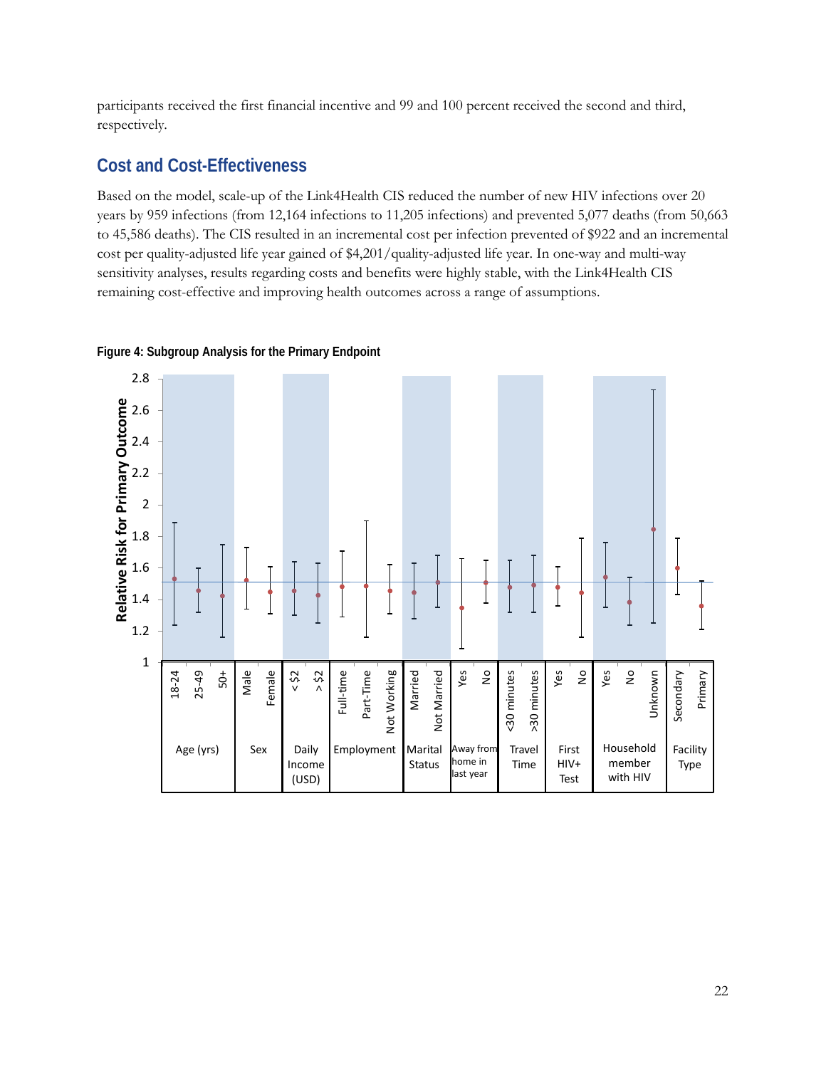participants received the first financial incentive and 99 and 100 percent received the second and third, respectively.

## Cost and Cost-Effectiveness

Based on the model, scale-up of the Link4Health CIS reduced the number of new HIV infections over 20 years by 959 infections (from 12,164 infections to 11,205 infections) and prevented 5,077 deaths (from 50,663 to 45,586 deaths). The CIS resulted in an incremental cost per infection prevented of $922 and an incremental cost per quality-adjusted life year gained of $4,201/quality-adjusted life year. In one-way and multi-way sensitivity analyses, results regarding costs and benefits were highly stable, with the Link4Health CIS remaining cost-effective and improving health outcomes across a range of assumptions.

**Figure 4: Subgroup Analysis for the Primary Endpoint**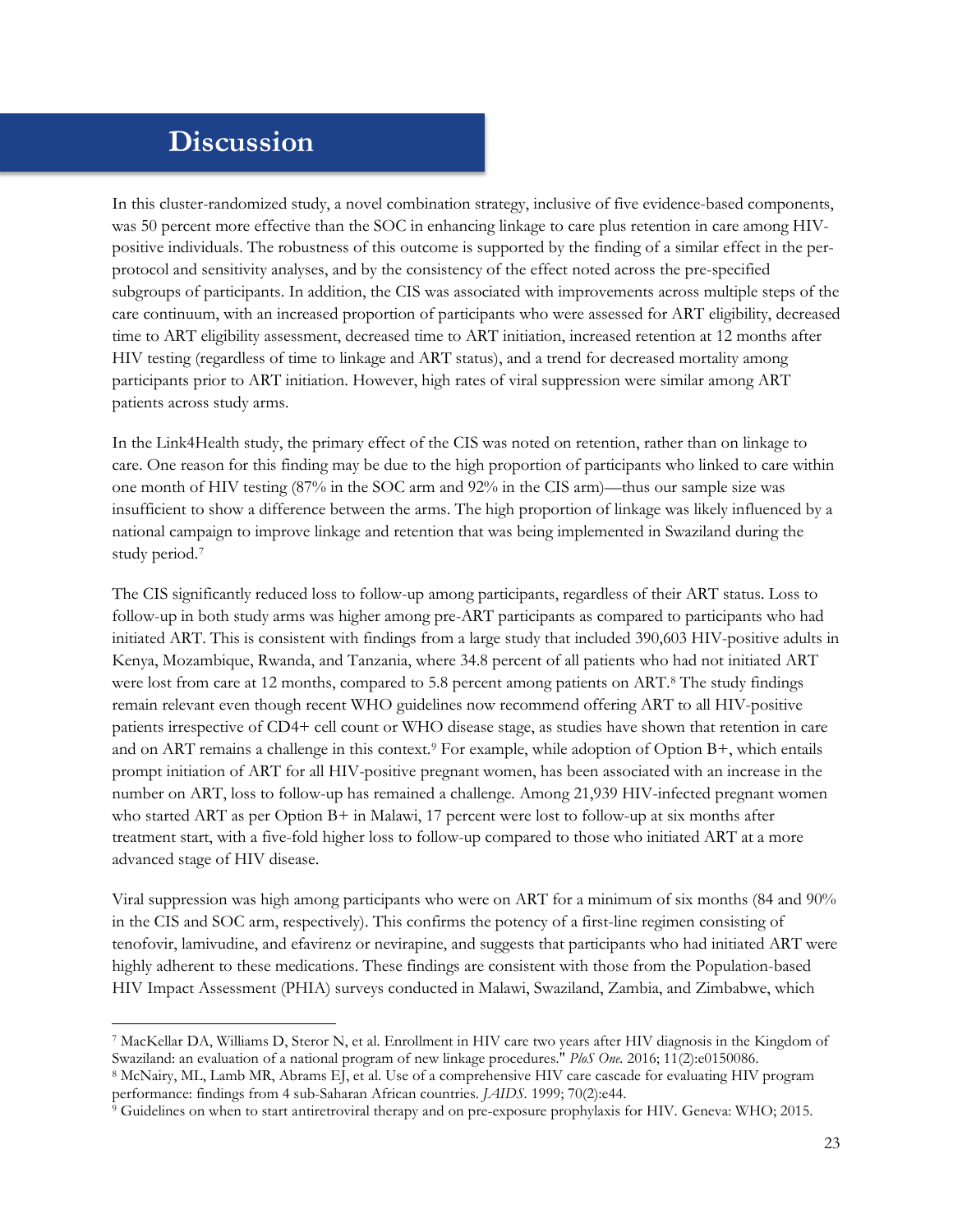# Discussion

In this cluster-randomized study, a novel combination strategy, inclusive of five evidence-based components, was 50 percent more effective than the SOC in enhancing linkage to care plus retention in care among HIV-positive individuals. The robustness of this outcome is supported by the finding of a similar effect in the per-protocol and sensitivity analyses, and by the consistency of the effect noted across the pre-specified subgroups of participants. In addition, the CIS was associated with improvements across multiple steps of the care continuum, with an increased proportion of participants who were assessed for ART eligibility, decreased time to ART eligibility assessment, decreased time to ART initiation, increased retention at 12 months after HIV testing (regardless of time to linkage and ART status), and a trend for decreased mortality among participants prior to ART initiation. However, high rates of viral suppression were similar among ART patients across study arms.

In the Link4Health study, the primary effect of the CIS was noted on retention, rather than on linkage to care. One reason for this finding may be due to the high proportion of participants who linked to care within one month of HIV testing (87% in the SOC arm and 92% in the CIS arm)—thus our sample size was insufficient to show a difference between the arms. The high proportion of linkage was likely influenced by a national campaign to improve linkage and retention that was being implemented in Swaziland during the study period.[7]

The CIS significantly reduced loss to follow-up among participants, regardless of their ART status. Loss to follow-up in both study arms was higher among pre-ART participants as compared to participants who had initiated ART. This is consistent with findings from a large study that included 390,603 HIV-positive adults in Kenya, Mozambique, Rwanda, and Tanzania, where 34.8 percent of all patients who had not initiated ART were lost from care at 12 months, compared to 5.8 percent among patients on ART.[8] The study findings remain relevant even though recent WHO guidelines now recommend offering ART to all HIV-positive patients irrespective of CD4+ cell count or WHO disease stage, as studies have shown that retention in care and on ART remains a challenge in this context.[9] For example, while adoption of Option B+, which entails prompt initiation of ART for all HIV-positive pregnant women, has been associated with an increase in the number on ART, loss to follow-up has remained a challenge. Among 21,939 HIV-infected pregnant women who started ART as per Option B+ in Malawi, 17 percent were lost to follow-up at six months after treatment start, with a five-fold higher loss to follow-up compared to those who initiated ART at a more advanced stage of HIV disease.

Viral suppression was high among participants who were on ART for a minimum of six months (84 and 90% in the CIS and SOC arm, respectively). This confirms the potency of a first-line regimen consisting of tenofovir, lamivudine, and efavirenz or nevirapine, and suggests that participants who had initiated ART were highly adherent to these medications. These findings are consistent with those from the Population-based HIV Impact Assessment (PHIA) surveys conducted in Malawi, Swaziland, Zambia, and Zimbabwe, which

---

[7] MacKellar DA, Williams D, Steror N, et al. Enrollment in HIV care two years after HIV diagnosis in the Kingdom of Swaziland: an evaluation of a national program of new linkage procedures." *PloS One*. 2016; 11(2):e0150086.

[8] McNairy, ML, Lamb MR, Abrams EJ, et al. Use of a comprehensive HIV care cascade for evaluating HIV program performance: findings from 4 sub-Saharan African countries. *JAIDS*. 1999; 70(2):e44.

[9] Guidelines on when to start antiretroviral therapy and on pre-exposure prophylaxis for HIV. Geneva: WHO; 2015.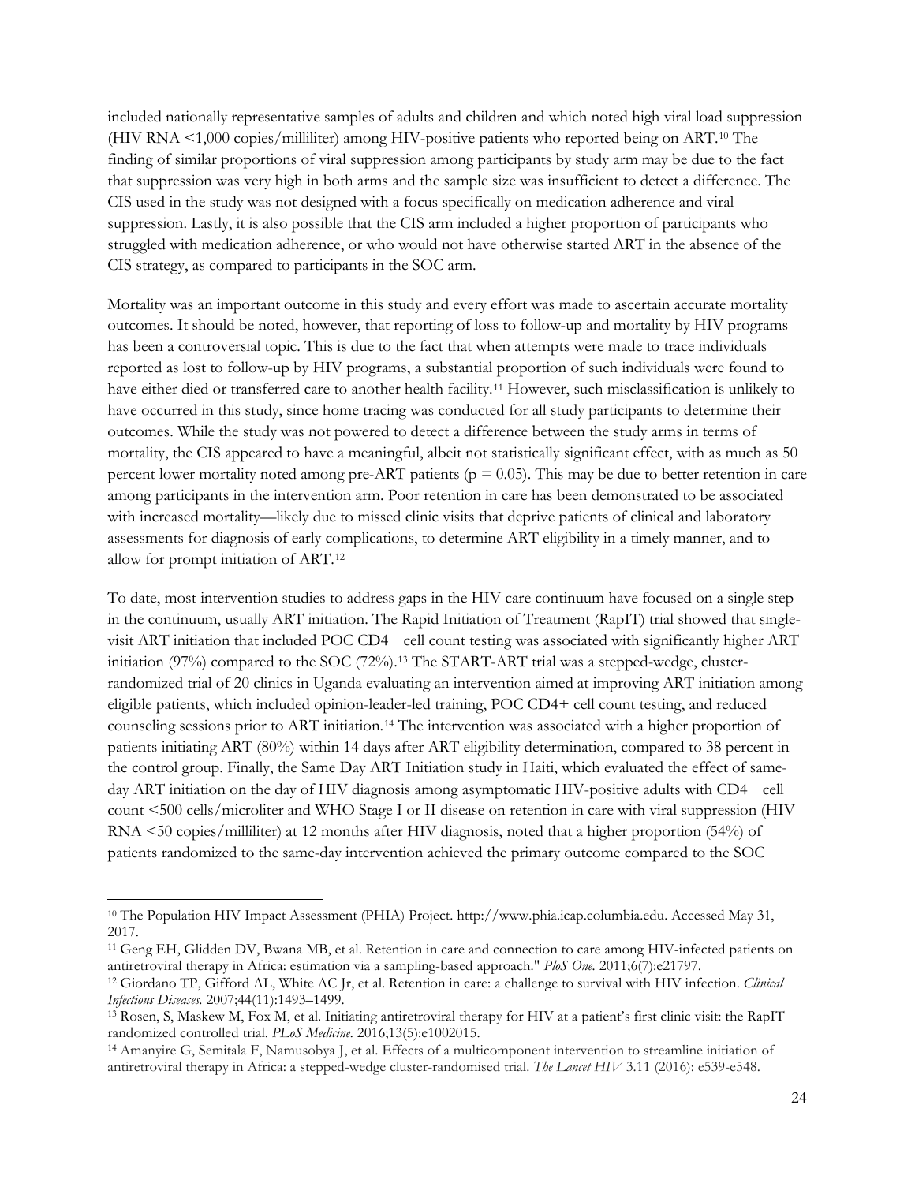included nationally representative samples of adults and children and which noted high viral load suppression (HIV RNA <1,000 copies/milliliter) among HIV-positive patients who reported being on ART.[10] The finding of similar proportions of viral suppression among participants by study arm may be due to the fact that suppression was very high in both arms and the sample size was insufficient to detect a difference. The CIS used in the study was not designed with a focus specifically on medication adherence and viral suppression. Lastly, it is also possible that the CIS arm included a higher proportion of participants who struggled with medication adherence, or who would not have otherwise started ART in the absence of the CIS strategy, as compared to participants in the SOC arm.

Mortality was an important outcome in this study and every effort was made to ascertain accurate mortality outcomes. It should be noted, however, that reporting of loss to follow-up and mortality by HIV programs has been a controversial topic. This is due to the fact that when attempts were made to trace individuals reported as lost to follow-up by HIV programs, a substantial proportion of such individuals were found to have either died or transferred care to another health facility.[11] However, such misclassification is unlikely to have occurred in this study, since home tracing was conducted for all study participants to determine their outcomes. While the study was not powered to detect a difference between the study arms in terms of mortality, the CIS appeared to have a meaningful, albeit not statistically significant effect, with as much as 50 percent lower mortality noted among pre-ART patients ($p = 0.05$). This may be due to better retention in care among participants in the intervention arm. Poor retention in care has been demonstrated to be associated with increased mortality—likely due to missed clinic visits that deprive patients of clinical and laboratory assessments for diagnosis of early complications, to determine ART eligibility in a timely manner, and to allow for prompt initiation of ART.[12]

To date, most intervention studies to address gaps in the HIV care continuum have focused on a single step in the continuum, usually ART initiation. The Rapid Initiation of Treatment (RapIT) trial showed that single-visit ART initiation that included POC CD4+ cell count testing was associated with significantly higher ART initiation (97%) compared to the SOC (72%).[13] The START-ART trial was a stepped-wedge, cluster-randomized trial of 20 clinics in Uganda evaluating an intervention aimed at improving ART initiation among eligible patients, which included opinion-leader-led training, POC CD4+ cell count testing, and reduced counseling sessions prior to ART initiation.[14] The intervention was associated with a higher proportion of patients initiating ART (80%) within 14 days after ART eligibility determination, compared to 38 percent in the control group. Finally, the Same Day ART Initiation study in Haiti, which evaluated the effect of same-day ART initiation on the day of HIV diagnosis among asymptomatic HIV-positive adults with CD4+ cell count <500 cells/microliter and WHO Stage I or II disease on retention in care with viral suppression (HIV RNA <50 copies/milliliter) at 12 months after HIV diagnosis, noted that a higher proportion (54%) of patients randomized to the same-day intervention achieved the primary outcome compared to the SOC

---

[10] The Population HIV Impact Assessment (PHIA) Project. http://www.phia.icap.columbia.edu. Accessed May 31, 2017.

[11] Geng EH, Glidden DV, Bwana MB, et al. Retention in care and connection to care among HIV-infected patients on antiretroviral therapy in Africa: estimation via a sampling-based approach." *PloS One.* 2011;6(7):e21797.

[12] Giordano TP, Gifford AL, White AC Jr, et al. Retention in care: a challenge to survival with HIV infection. *Clinical Infectious Diseases.* 2007;44(11):1493–1499.

[13] Rosen, S, Maskew M, Fox M, et al. Initiating antiretroviral therapy for HIV at a patient's first clinic visit: the RapIT randomized controlled trial. *PLoS Medicine.* 2016;13(5):e1002015.

[14] Amanyire G, Semitala F, Namusobya J, et al. Effects of a multicomponent intervention to streamline initiation of antiretroviral therapy in Africa: a stepped-wedge cluster-randomised trial. *The Lancet HIV* 3.11 (2016): e539-e548.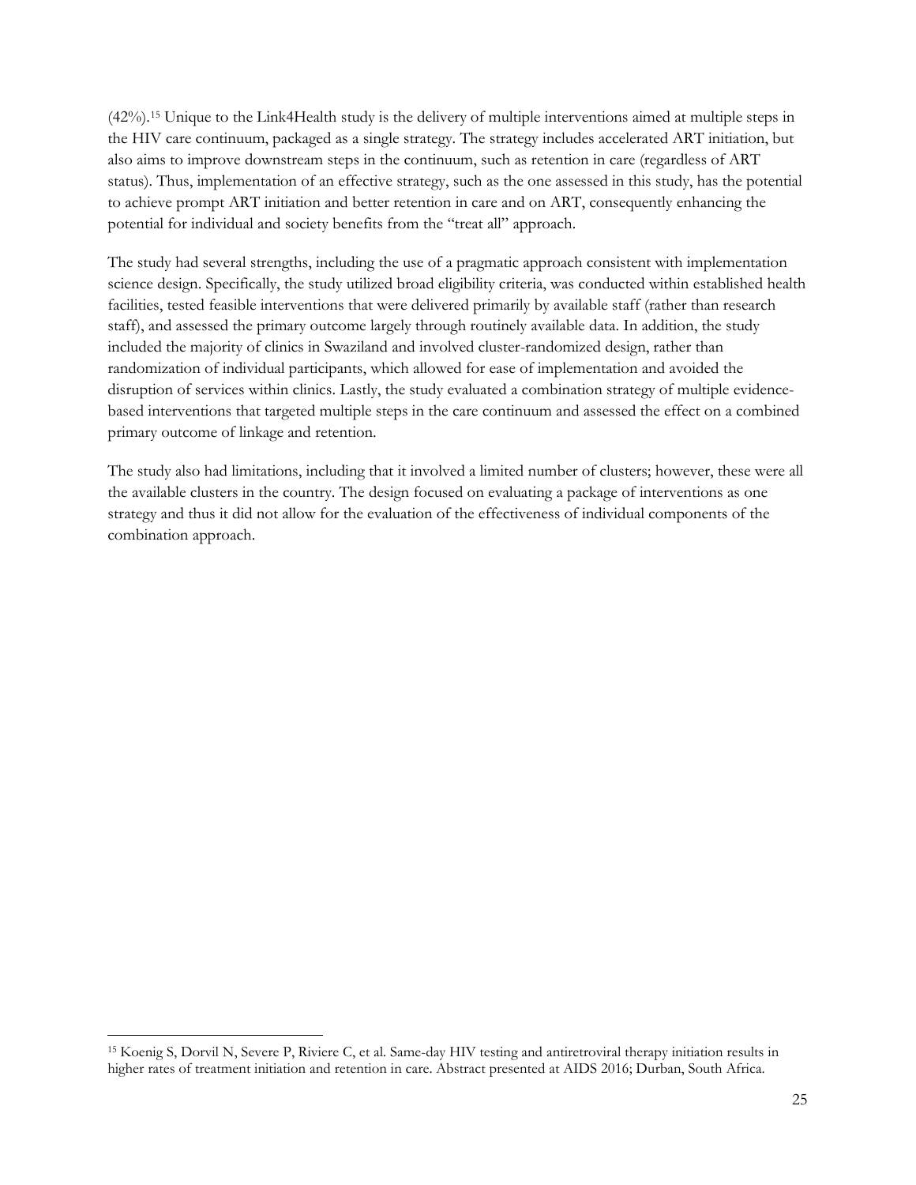(42%).[15] Unique to the Link4Health study is the delivery of multiple interventions aimed at multiple steps in the HIV care continuum, packaged as a single strategy. The strategy includes accelerated ART initiation, but also aims to improve downstream steps in the continuum, such as retention in care (regardless of ART status). Thus, implementation of an effective strategy, such as the one assessed in this study, has the potential to achieve prompt ART initiation and better retention in care and on ART, consequently enhancing the potential for individual and society benefits from the "treat all" approach.

The study had several strengths, including the use of a pragmatic approach consistent with implementation science design. Specifically, the study utilized broad eligibility criteria, was conducted within established health facilities, tested feasible interventions that were delivered primarily by available staff (rather than research staff), and assessed the primary outcome largely through routinely available data. In addition, the study included the majority of clinics in Swaziland and involved cluster-randomized design, rather than randomization of individual participants, which allowed for ease of implementation and avoided the disruption of services within clinics. Lastly, the study evaluated a combination strategy of multiple evidence-based interventions that targeted multiple steps in the care continuum and assessed the effect on a combined primary outcome of linkage and retention.

The study also had limitations, including that it involved a limited number of clusters; however, these were all the available clusters in the country. The design focused on evaluating a package of interventions as one strategy and thus it did not allow for the evaluation of the effectiveness of individual components of the combination approach.

---

[15] Koenig S, Dorvil N, Severe P, Riviere C, et al. Same-day HIV testing and antiretroviral therapy initiation results in higher rates of treatment initiation and retention in care. Abstract presented at AIDS 2016; Durban, South Africa.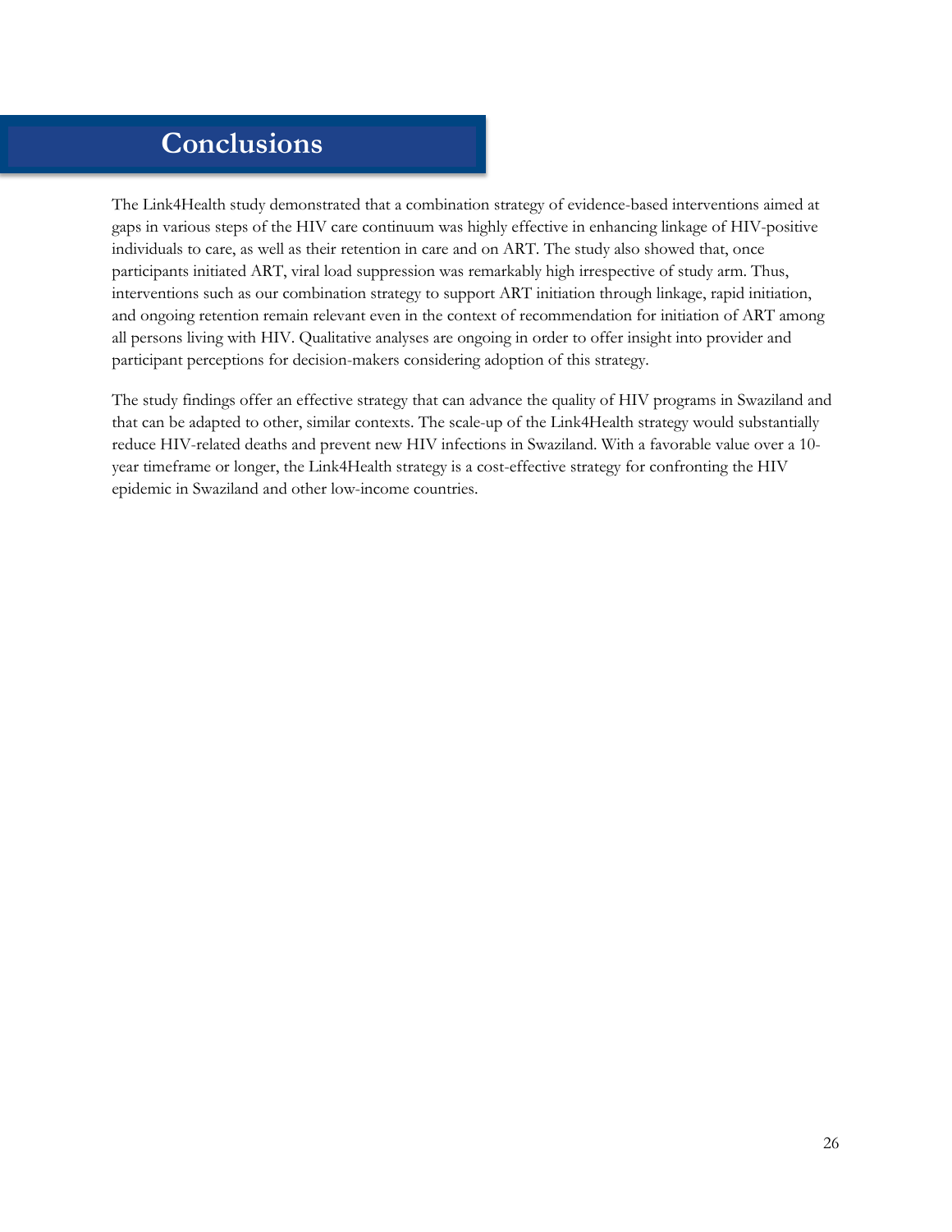# Conclusions

The Link4Health study demonstrated that a combination strategy of evidence-based interventions aimed at gaps in various steps of the HIV care continuum was highly effective in enhancing linkage of HIV-positive individuals to care, as well as their retention in care and on ART. The study also showed that, once participants initiated ART, viral load suppression was remarkably high irrespective of study arm. Thus, interventions such as our combination strategy to support ART initiation through linkage, rapid initiation, and ongoing retention remain relevant even in the context of recommendation for initiation of ART among all persons living with HIV. Qualitative analyses are ongoing in order to offer insight into provider and participant perceptions for decision-makers considering adoption of this strategy.

The study findings offer an effective strategy that can advance the quality of HIV programs in Swaziland and that can be adapted to other, similar contexts. The scale-up of the Link4Health strategy would substantially reduce HIV-related deaths and prevent new HIV infections in Swaziland. With a favorable value over a 10-year timeframe or longer, the Link4Health strategy is a cost-effective strategy for confronting the HIV epidemic in Swaziland and other low-income countries.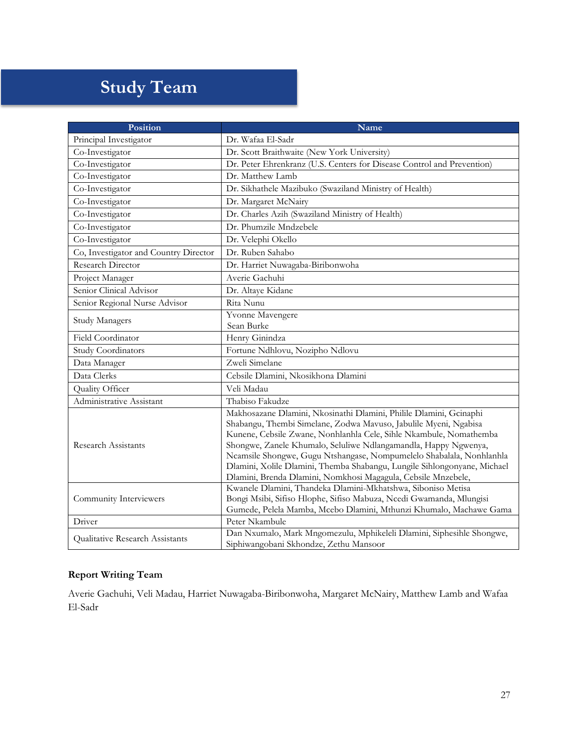# Study Team

| Position | Name |
| --- | --- |
| Principal Investigator | Dr. Wafaa El-Sadr |
| Co-Investigator | Dr. Scott Braithwaite (New York University) |
| Co-Investigator | Dr. Peter Ehrenkranz (U.S. Centers for Disease Control and Prevention) |
| Co-Investigator | Dr. Matthew Lamb |
| Co-Investigator | Dr. Sikhathele Mazibuko (Swaziland Ministry of Health) |
| Co-Investigator | Dr. Margaret McNairy |
| Co-Investigator | Dr. Charles Azih (Swaziland Ministry of Health) |
| Co-Investigator | Dr. Phumzile Mndzebele |
| Co-Investigator | Dr. Velephi Okello |
| Co, Investigator and Country Director | Dr. Ruben Sahabo |
| Research Director | Dr. Harriet Nuwagaba-Biribonwoha |
| Project Manager | Averie Gachuhi |
| Senior Clinical Advisor | Dr. Altaye Kidane |
| Senior Regional Nurse Advisor | Rita Nunu |
| Study Managers | Yvonne Mavengere<br>Sean Burke |
| Field Coordinator | Henry Ginindza |
| Study Coordinators | Fortune Ndhlovu, Nozipho Ndlovu |
| Data Manager | Zweli Simelane |
| Data Clerks | Cebsile Dlamini, Nkosikhona Dlamini |
| Quality Officer | Veli Madau |
| Administrative Assistant | Thabiso Fakudze |
| Research Assistants | Makhosazane Dlamini, Nkosinathi Dlamini, Philile Dlamini, Gcinaphi Shabangu, Thembi Simelane, Zodwa Mavuso, Jabulile Myeni, Ngabisa Kunene, Cebsile Zwane, Nonhlanhla Cele, Sihle Nkambule, Nomathemba Shongwe, Zanele Khumalo, Seluliwe Ndlangamandla, Happy Ngwenya, Ncamsile Shongwe, Gugu Ntshangase, Nompumelelo Shabalala, Nonhlanhla Dlamini, Xolile Dlamini, Themba Shabangu, Lungile Sihlongonyane, Michael Dlamini, Brenda Dlamini, Nomkhosi Magagula, Cebsile Mnzebele, |
| Community Interviewers | Kwanele Dlamini, Thandeka Dlamini-Mkhatshwa, Siboniso Metisa Bongi Msibi, Sifiso Hlophe, Sifiso Mabuza, Ncedi Gwamanda, Mlungisi Gumede, Pelela Mamba, Mcebo Dlamini, Mthunzi Khumalo, Machawe Gama |
| Driver | Peter Nkambule |
| Qualitative Research Assistants | Dan Nxumalo, Mark Mngomezulu, Mphikeleli Dlamini, Siphesihle Shongwe, Siphiwangobani Skhondze, Zethu Mansoor |

**Report Writing Team**

Averie Gachuhi, Veli Madau, Harriet Nuwagaba-Biribonwoha, Margaret McNairy, Matthew Lamb and Wafaa El-Sadr